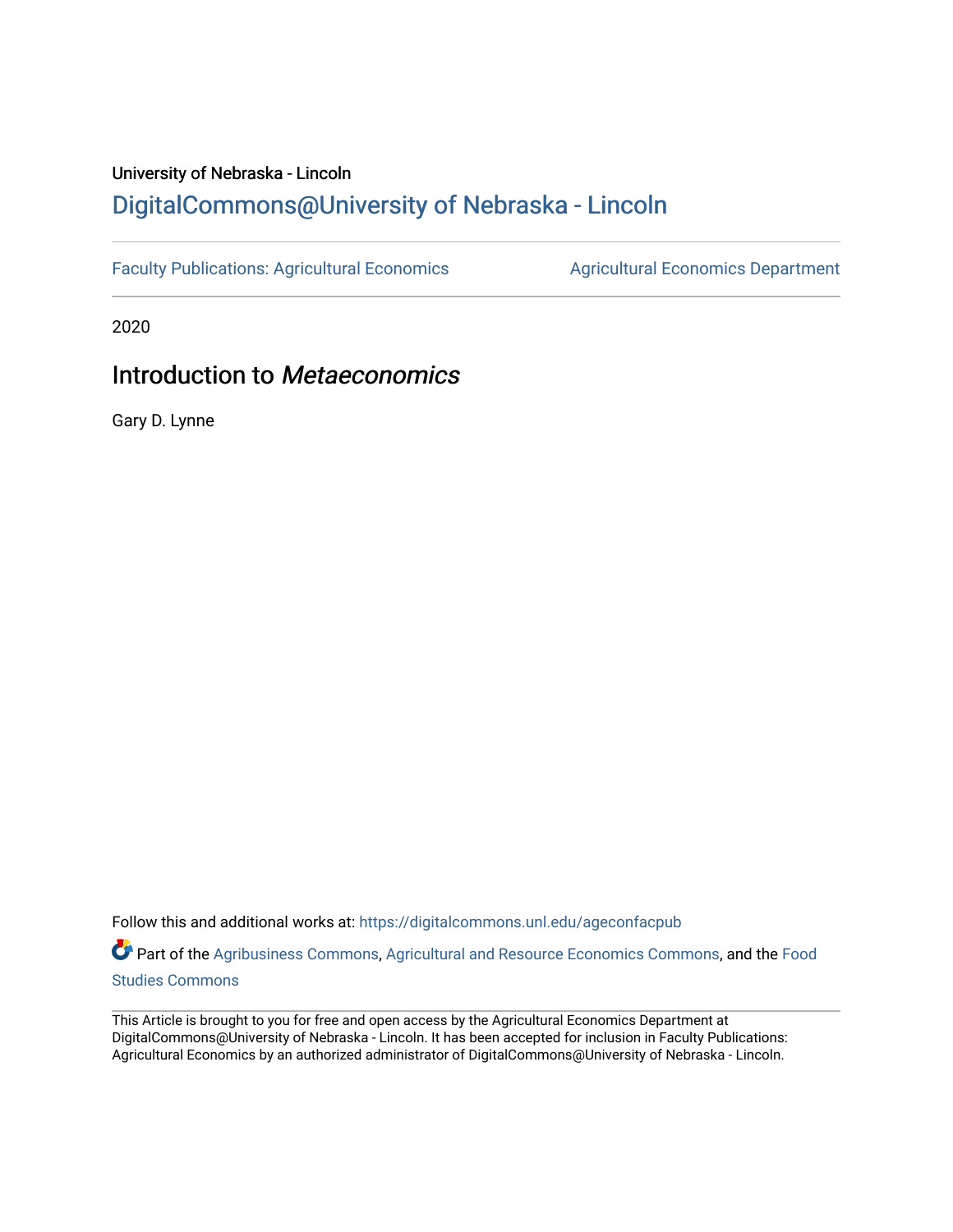University of Nebraska - Lincoln

## DigitalCommons@University of Nebraska - Lincoln

Faculty Publications: Agricultural Economics | Agricultural Economics Department

2020

# Introduction to *Metaeconomics*

Gary D. Lynne

Follow this and additional works at: https://digitalcommons.unl.edu/ageconfacpub

Part of the Agribusiness Commons, Agricultural and Resource Economics Commons, and the Food Studies Commons

This Article is brought to you for free and open access by the Agricultural Economics Department at DigitalCommons@University of Nebraska - Lincoln. It has been accepted for inclusion in Faculty Publications: Agricultural Economics by an authorized administrator of DigitalCommons@University of Nebraska - Lincoln.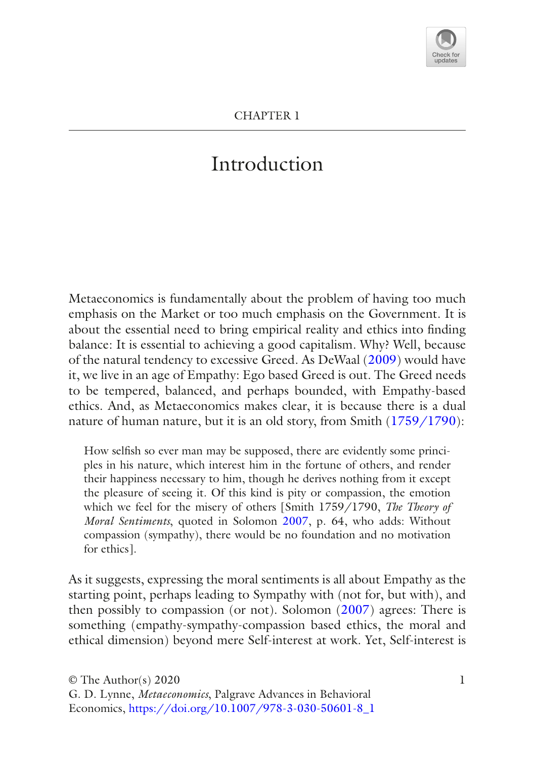# CHAPTER 1

# Introduction

Metaeconomics is fundamentally about the problem of having too much emphasis on the Market or too much emphasis on the Government. It is about the essential need to bring empirical reality and ethics into finding balance: It is essential to achieving a good capitalism. Why? Well, because of the natural tendency to excessive Greed. As DeWaal (2009) would have it, we live in an age of Empathy: Ego based Greed is out. The Greed needs to be tempered, balanced, and perhaps bounded, with Empathy-based ethics. And, as Metaeconomics makes clear, it is because there is a dual nature of human nature, but it is an old story, from Smith (1759/1790):

> How selfish so ever man may be supposed, there are evidently some principles in his nature, which interest him in the fortune of others, and render their happiness necessary to him, though he derives nothing from it except the pleasure of seeing it. Of this kind is pity or compassion, the emotion which we feel for the misery of others [Smith 1759/1790, *The Theory of Moral Sentiments*, quoted in Solomon 2007, p. 64, who adds: Without compassion (sympathy), there would be no foundation and no motivation for ethics].

As it suggests, expressing the moral sentiments is all about Empathy as the starting point, perhaps leading to Sympathy with (not for, but with), and then possibly to compassion (or not). Solomon (2007) agrees: There is something (empathy-sympathy-compassion based ethics, the moral and ethical dimension) beyond mere Self-interest at work. Yet, Self-interest is

© The Author(s) 2020
G. D. Lynne, *Metaeconomics*, Palgrave Advances in Behavioral Economics, https://doi.org/10.1007/978-3-030-50601-8_1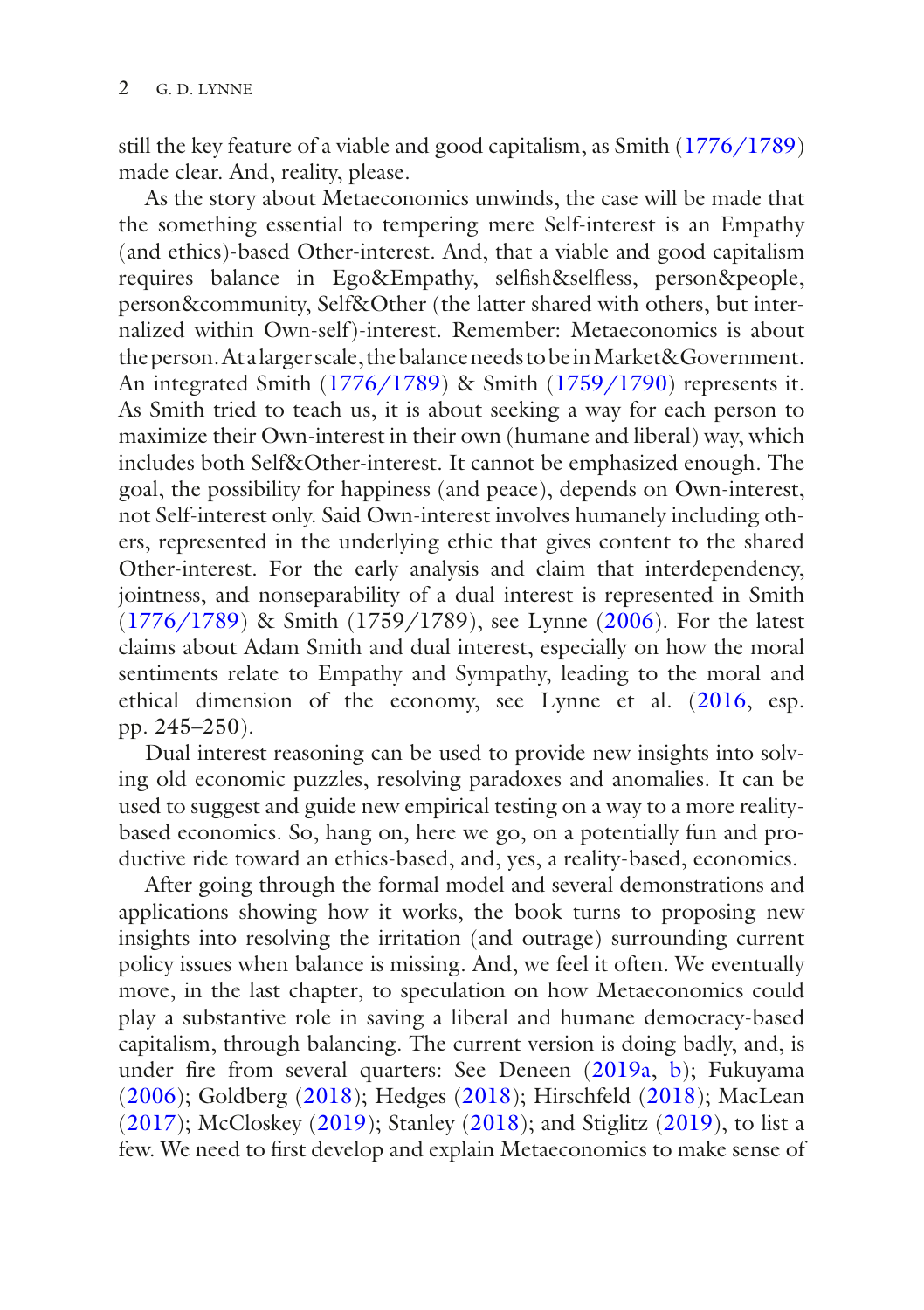still the key feature of a viable and good capitalism, as Smith (1776/1789) made clear. And, reality, please.

As the story about Metaeconomics unwinds, the case will be made that the something essential to tempering mere Self-interest is an Empathy (and ethics)-based Other-interest. And, that a viable and good capitalism requires balance in Ego&Empathy, selfish&selfless, person&people, person&community, Self&Other (the latter shared with others, but internalized within Own-self)-interest. Remember: Metaeconomics is about the person. At a larger scale, the balance needs to be in Market&Government. An integrated Smith (1776/1789) & Smith (1759/1790) represents it. As Smith tried to teach us, it is about seeking a way for each person to maximize their Own-interest in their own (humane and liberal) way, which includes both Self&Other-interest. It cannot be emphasized enough. The goal, the possibility for happiness (and peace), depends on Own-interest, not Self-interest only. Said Own-interest involves humanely including others, represented in the underlying ethic that gives content to the shared Other-interest. For the early analysis and claim that interdependency, jointness, and nonseparability of a dual interest is represented in Smith (1776/1789) & Smith (1759/1789), see Lynne (2006). For the latest claims about Adam Smith and dual interest, especially on how the moral sentiments relate to Empathy and Sympathy, leading to the moral and ethical dimension of the economy, see Lynne et al. (2016, esp. pp. 245–250).

Dual interest reasoning can be used to provide new insights into solving old economic puzzles, resolving paradoxes and anomalies. It can be used to suggest and guide new empirical testing on a way to a more reality-based economics. So, hang on, here we go, on a potentially fun and productive ride toward an ethics-based, and, yes, a reality-based, economics.

After going through the formal model and several demonstrations and applications showing how it works, the book turns to proposing new insights into resolving the irritation (and outrage) surrounding current policy issues when balance is missing. And, we feel it often. We eventually move, in the last chapter, to speculation on how Metaeconomics could play a substantive role in saving a liberal and humane democracy-based capitalism, through balancing. The current version is doing badly, and, is under fire from several quarters: See Deneen (2019a, b); Fukuyama (2006); Goldberg (2018); Hedges (2018); Hirschfeld (2018); MacLean (2017); McCloskey (2019); Stanley (2018); and Stiglitz (2019), to list a few. We need to first develop and explain Metaeconomics to make sense of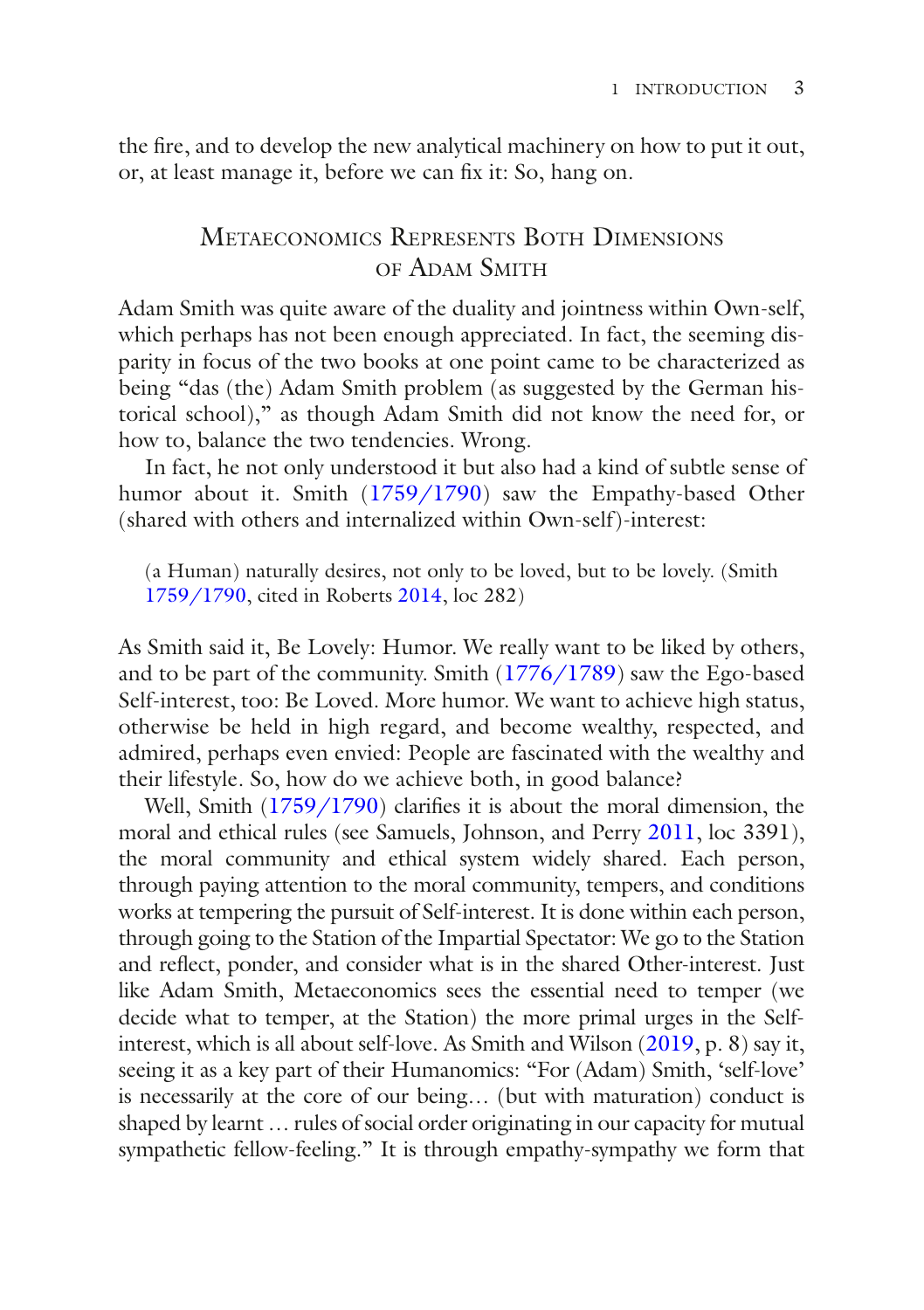the fire, and to develop the new analytical machinery on how to put it out, or, at least manage it, before we can fix it: So, hang on.

## Metaeconomics Represents Both Dimensions of Adam Smith

Adam Smith was quite aware of the duality and jointness within Own-self, which perhaps has not been enough appreciated. In fact, the seeming disparity in focus of the two books at one point came to be characterized as being "das (the) Adam Smith problem (as suggested by the German historical school)," as though Adam Smith did not know the need for, or how to, balance the two tendencies. Wrong.

In fact, he not only understood it but also had a kind of subtle sense of humor about it. Smith (1759/1790) saw the Empathy-based Other (shared with others and internalized within Own-self)-interest:

> (a Human) naturally desires, not only to be loved, but to be lovely. (Smith 1759/1790, cited in Roberts 2014, loc 282)

As Smith said it, Be Lovely: Humor. We really want to be liked by others, and to be part of the community. Smith (1776/1789) saw the Ego-based Self-interest, too: Be Loved. More humor. We want to achieve high status, otherwise be held in high regard, and become wealthy, respected, and admired, perhaps even envied: People are fascinated with the wealthy and their lifestyle. So, how do we achieve both, in good balance?

Well, Smith (1759/1790) clarifies it is about the moral dimension, the moral and ethical rules (see Samuels, Johnson, and Perry 2011, loc 3391), the moral community and ethical system widely shared. Each person, through paying attention to the moral community, tempers, and conditions works at tempering the pursuit of Self-interest. It is done within each person, through going to the Station of the Impartial Spectator: We go to the Station and reflect, ponder, and consider what is in the shared Other-interest. Just like Adam Smith, Metaeconomics sees the essential need to temper (we decide what to temper, at the Station) the more primal urges in the Self-interest, which is all about self-love. As Smith and Wilson (2019, p. 8) say it, seeing it as a key part of their Humanomics: "For (Adam) Smith, 'self-love' is necessarily at the core of our being… (but with maturation) conduct is shaped by learnt … rules of social order originating in our capacity for mutual sympathetic fellow-feeling." It is through empathy-sympathy we form that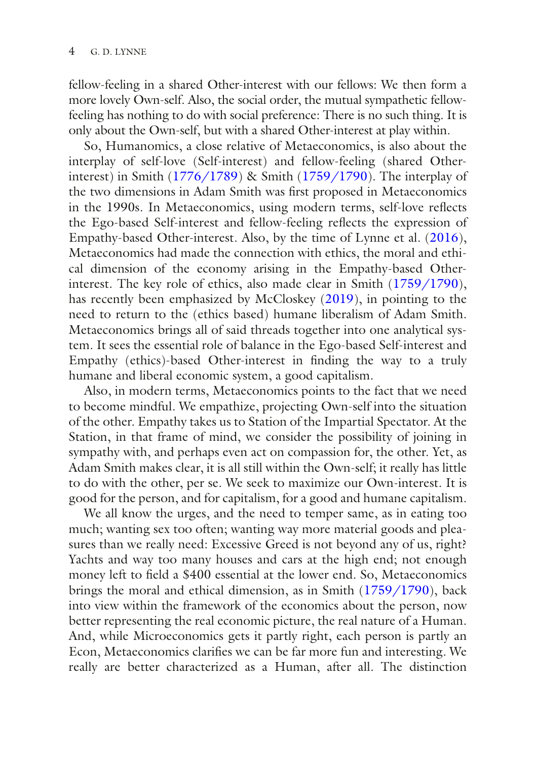fellow-feeling in a shared Other-interest with our fellows: We then form a more lovely Own-self. Also, the social order, the mutual sympathetic fellow-feeling has nothing to do with social preference: There is no such thing. It is only about the Own-self, but with a shared Other-interest at play within.

So, Humanomics, a close relative of Metaeconomics, is also about the interplay of self-love (Self-interest) and fellow-feeling (shared Other-interest) in Smith (1776/1789) & Smith (1759/1790). The interplay of the two dimensions in Adam Smith was first proposed in Metaeconomics in the 1990s. In Metaeconomics, using modern terms, self-love reflects the Ego-based Self-interest and fellow-feeling reflects the expression of Empathy-based Other-interest. Also, by the time of Lynne et al. (2016), Metaeconomics had made the connection with ethics, the moral and ethical dimension of the economy arising in the Empathy-based Other-interest. The key role of ethics, also made clear in Smith (1759/1790), has recently been emphasized by McCloskey (2019), in pointing to the need to return to the (ethics based) humane liberalism of Adam Smith. Metaeconomics brings all of said threads together into one analytical system. It sees the essential role of balance in the Ego-based Self-interest and Empathy (ethics)-based Other-interest in finding the way to a truly humane and liberal economic system, a good capitalism.

Also, in modern terms, Metaeconomics points to the fact that we need to become mindful. We empathize, projecting Own-self into the situation of the other. Empathy takes us to Station of the Impartial Spectator. At the Station, in that frame of mind, we consider the possibility of joining in sympathy with, and perhaps even act on compassion for, the other. Yet, as Adam Smith makes clear, it is all still within the Own-self; it really has little to do with the other, per se. We seek to maximize our Own-interest. It is good for the person, and for capitalism, for a good and humane capitalism.

We all know the urges, and the need to temper same, as in eating too much; wanting sex too often; wanting way more material goods and pleasures than we really need: Excessive Greed is not beyond any of us, right? Yachts and way too many houses and cars at the high end; not enough money left to field a $400 essential at the lower end. So, Metaeconomics brings the moral and ethical dimension, as in Smith (1759/1790), back into view within the framework of the economics about the person, now better representing the real economic picture, the real nature of a Human. And, while Microeconomics gets it partly right, each person is partly an Econ, Metaeconomics clarifies we can be far more fun and interesting. We really are better characterized as a Human, after all. The distinction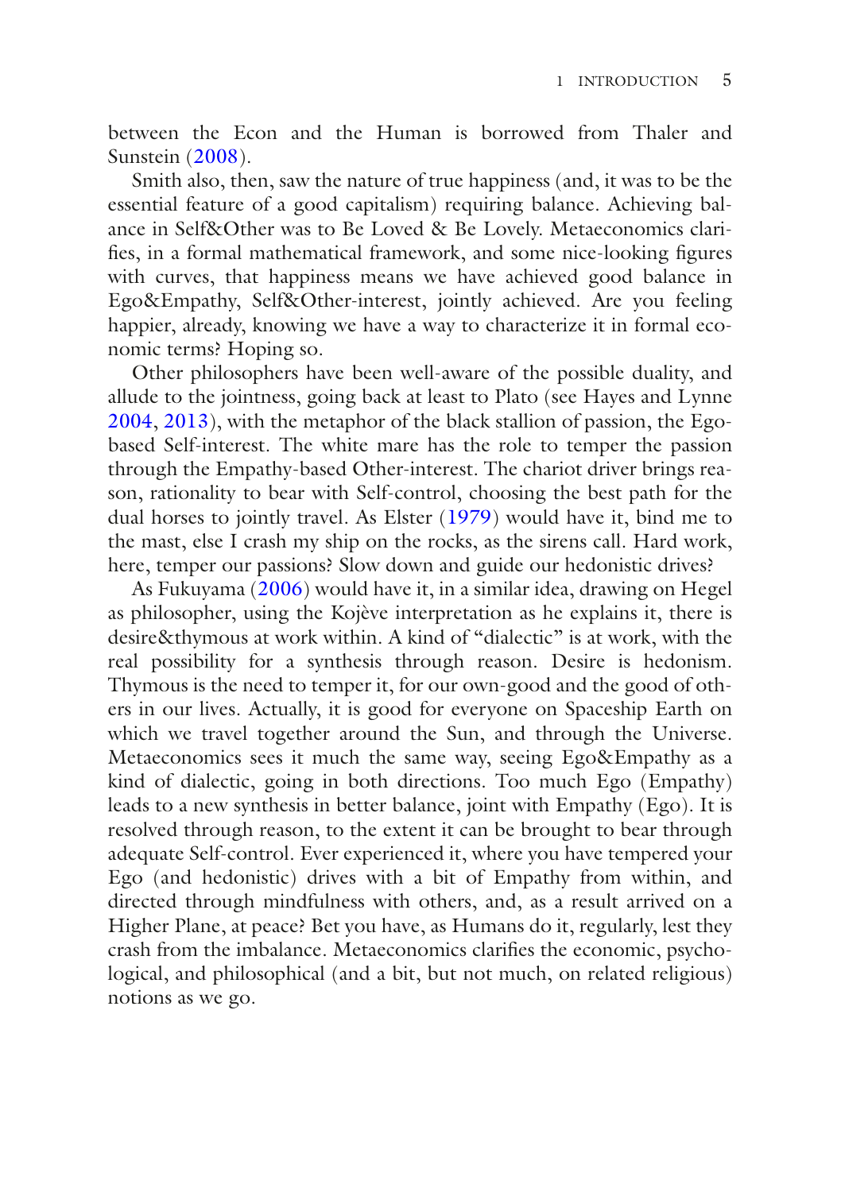between the Econ and the Human is borrowed from Thaler and Sunstein (2008).

Smith also, then, saw the nature of true happiness (and, it was to be the essential feature of a good capitalism) requiring balance. Achieving balance in Self&Other was to Be Loved & Be Lovely. Metaeconomics clarifies, in a formal mathematical framework, and some nice-looking figures with curves, that happiness means we have achieved good balance in Ego&Empathy, Self&Other-interest, jointly achieved. Are you feeling happier, already, knowing we have a way to characterize it in formal economic terms? Hoping so.

Other philosophers have been well-aware of the possible duality, and allude to the jointness, going back at least to Plato (see Hayes and Lynne 2004, 2013), with the metaphor of the black stallion of passion, the Ego-based Self-interest. The white mare has the role to temper the passion through the Empathy-based Other-interest. The chariot driver brings reason, rationality to bear with Self-control, choosing the best path for the dual horses to jointly travel. As Elster (1979) would have it, bind me to the mast, else I crash my ship on the rocks, as the sirens call. Hard work, here, temper our passions? Slow down and guide our hedonistic drives?

As Fukuyama (2006) would have it, in a similar idea, drawing on Hegel as philosopher, using the Kojève interpretation as he explains it, there is desire&thymous at work within. A kind of "dialectic" is at work, with the real possibility for a synthesis through reason. Desire is hedonism. Thymous is the need to temper it, for our own-good and the good of others in our lives. Actually, it is good for everyone on Spaceship Earth on which we travel together around the Sun, and through the Universe. Metaeconomics sees it much the same way, seeing Ego&Empathy as a kind of dialectic, going in both directions. Too much Ego (Empathy) leads to a new synthesis in better balance, joint with Empathy (Ego). It is resolved through reason, to the extent it can be brought to bear through adequate Self-control. Ever experienced it, where you have tempered your Ego (and hedonistic) drives with a bit of Empathy from within, and directed through mindfulness with others, and, as a result arrived on a Higher Plane, at peace? Bet you have, as Humans do it, regularly, lest they crash from the imbalance. Metaeconomics clarifies the economic, psychological, and philosophical (and a bit, but not much, on related religious) notions as we go.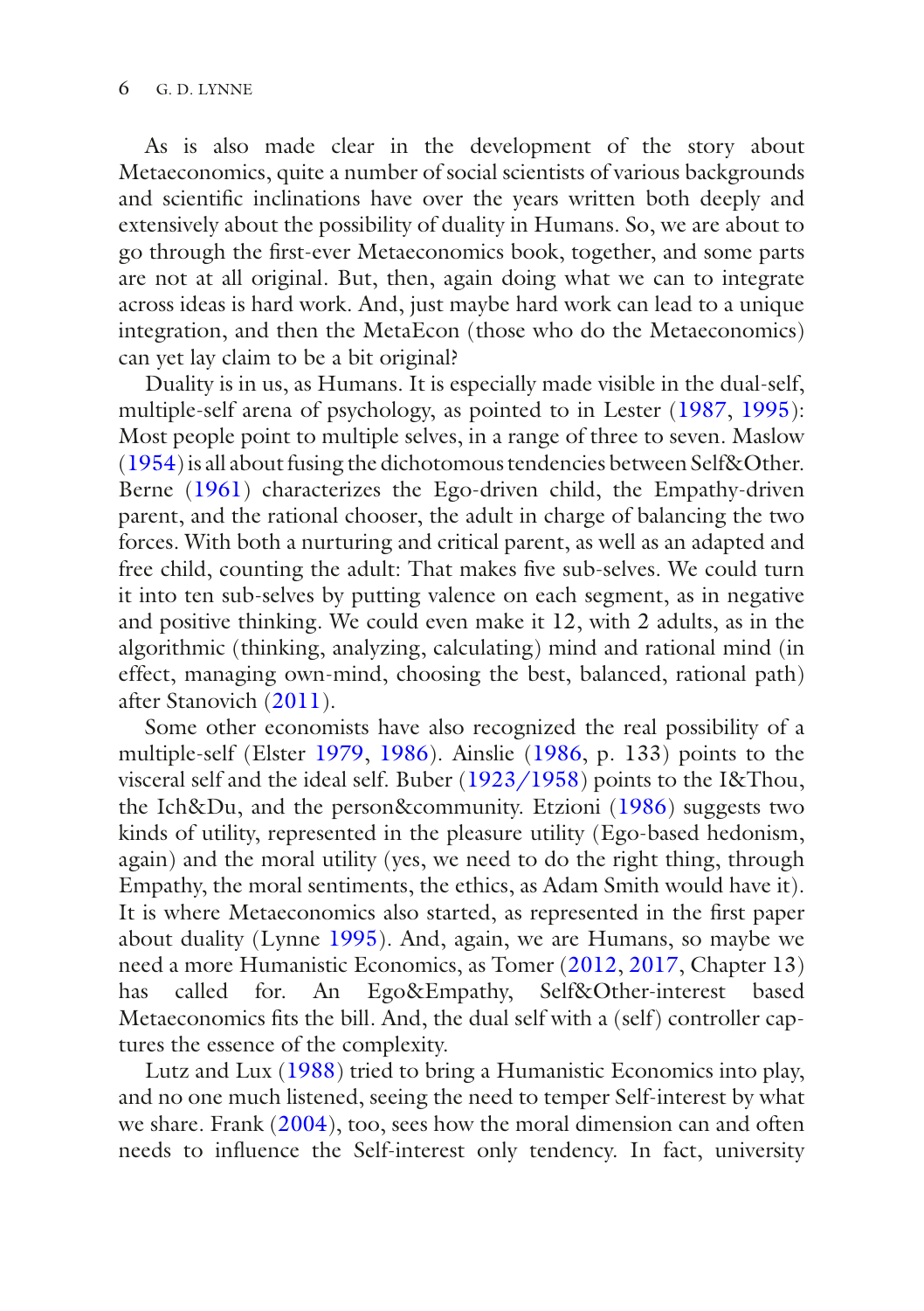As is also made clear in the development of the story about Metaeconomics, quite a number of social scientists of various backgrounds and scientific inclinations have over the years written both deeply and extensively about the possibility of duality in Humans. So, we are about to go through the first-ever Metaeconomics book, together, and some parts are not at all original. But, then, again doing what we can to integrate across ideas is hard work. And, just maybe hard work can lead to a unique integration, and then the MetaEcon (those who do the Metaeconomics) can yet lay claim to be a bit original?

Duality is in us, as Humans. It is especially made visible in the dual-self, multiple-self arena of psychology, as pointed to in Lester (1987, 1995): Most people point to multiple selves, in a range of three to seven. Maslow (1954) is all about fusing the dichotomous tendencies between Self&Other. Berne (1961) characterizes the Ego-driven child, the Empathy-driven parent, and the rational chooser, the adult in charge of balancing the two forces. With both a nurturing and critical parent, as well as an adapted and free child, counting the adult: That makes five sub-selves. We could turn it into ten sub-selves by putting valence on each segment, as in negative and positive thinking. We could even make it 12, with 2 adults, as in the algorithmic (thinking, analyzing, calculating) mind and rational mind (in effect, managing own-mind, choosing the best, balanced, rational path) after Stanovich (2011).

Some other economists have also recognized the real possibility of a multiple-self (Elster 1979, 1986). Ainslie (1986, p. 133) points to the visceral self and the ideal self. Buber (1923/1958) points to the I&Thou, the Ich&Du, and the person&community. Etzioni (1986) suggests two kinds of utility, represented in the pleasure utility (Ego-based hedonism, again) and the moral utility (yes, we need to do the right thing, through Empathy, the moral sentiments, the ethics, as Adam Smith would have it). It is where Metaeconomics also started, as represented in the first paper about duality (Lynne 1995). And, again, we are Humans, so maybe we need a more Humanistic Economics, as Tomer (2012, 2017, Chapter 13) has called for. An Ego&Empathy, Self&Other-interest based Metaeconomics fits the bill. And, the dual self with a (self) controller captures the essence of the complexity.

Lutz and Lux (1988) tried to bring a Humanistic Economics into play, and no one much listened, seeing the need to temper Self-interest by what we share. Frank (2004), too, sees how the moral dimension can and often needs to influence the Self-interest only tendency. In fact, university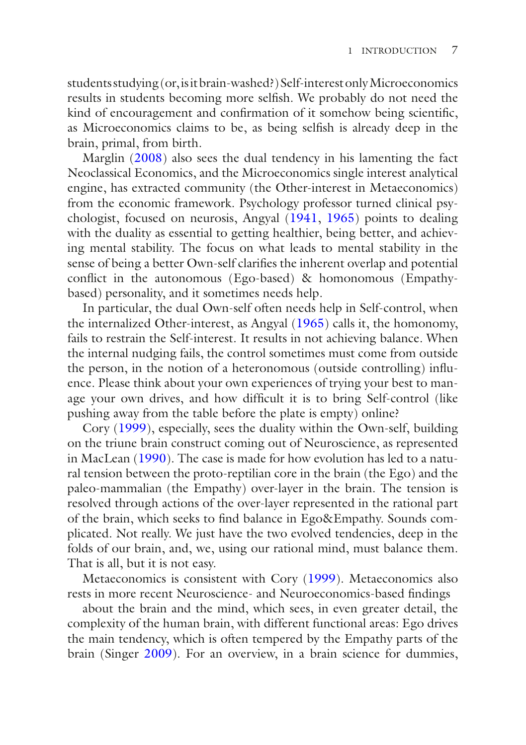students studying (or, is it brain-washed?) Self-interest only Microeconomics results in students becoming more selfish. We probably do not need the kind of encouragement and confirmation of it somehow being scientific, as Microeconomics claims to be, as being selfish is already deep in the brain, primal, from birth.

Marglin (2008) also sees the dual tendency in his lamenting the fact Neoclassical Economics, and the Microeconomics single interest analytical engine, has extracted community (the Other-interest in Metaeconomics) from the economic framework. Psychology professor turned clinical psychologist, focused on neurosis, Angyal (1941, 1965) points to dealing with the duality as essential to getting healthier, being better, and achieving mental stability. The focus on what leads to mental stability in the sense of being a better Own-self clarifies the inherent overlap and potential conflict in the autonomous (Ego-based) & homonomous (Empathy-based) personality, and it sometimes needs help.

In particular, the dual Own-self often needs help in Self-control, when the internalized Other-interest, as Angyal (1965) calls it, the homonomy, fails to restrain the Self-interest. It results in not achieving balance. When the internal nudging fails, the control sometimes must come from outside the person, in the notion of a heteronomous (outside controlling) influence. Please think about your own experiences of trying your best to manage your own drives, and how difficult it is to bring Self-control (like pushing away from the table before the plate is empty) online?

Cory (1999), especially, sees the duality within the Own-self, building on the triune brain construct coming out of Neuroscience, as represented in MacLean (1990). The case is made for how evolution has led to a natural tension between the proto-reptilian core in the brain (the Ego) and the paleo-mammalian (the Empathy) over-layer in the brain. The tension is resolved through actions of the over-layer represented in the rational part of the brain, which seeks to find balance in Ego&Empathy. Sounds complicated. Not really. We just have the two evolved tendencies, deep in the folds of our brain, and, we, using our rational mind, must balance them. That is all, but it is not easy.

Metaeconomics is consistent with Cory (1999). Metaeconomics also rests in more recent Neuroscience- and Neuroeconomics-based findings

about the brain and the mind, which sees, in even greater detail, the complexity of the human brain, with different functional areas: Ego drives the main tendency, which is often tempered by the Empathy parts of the brain (Singer 2009). For an overview, in a brain science for dummies,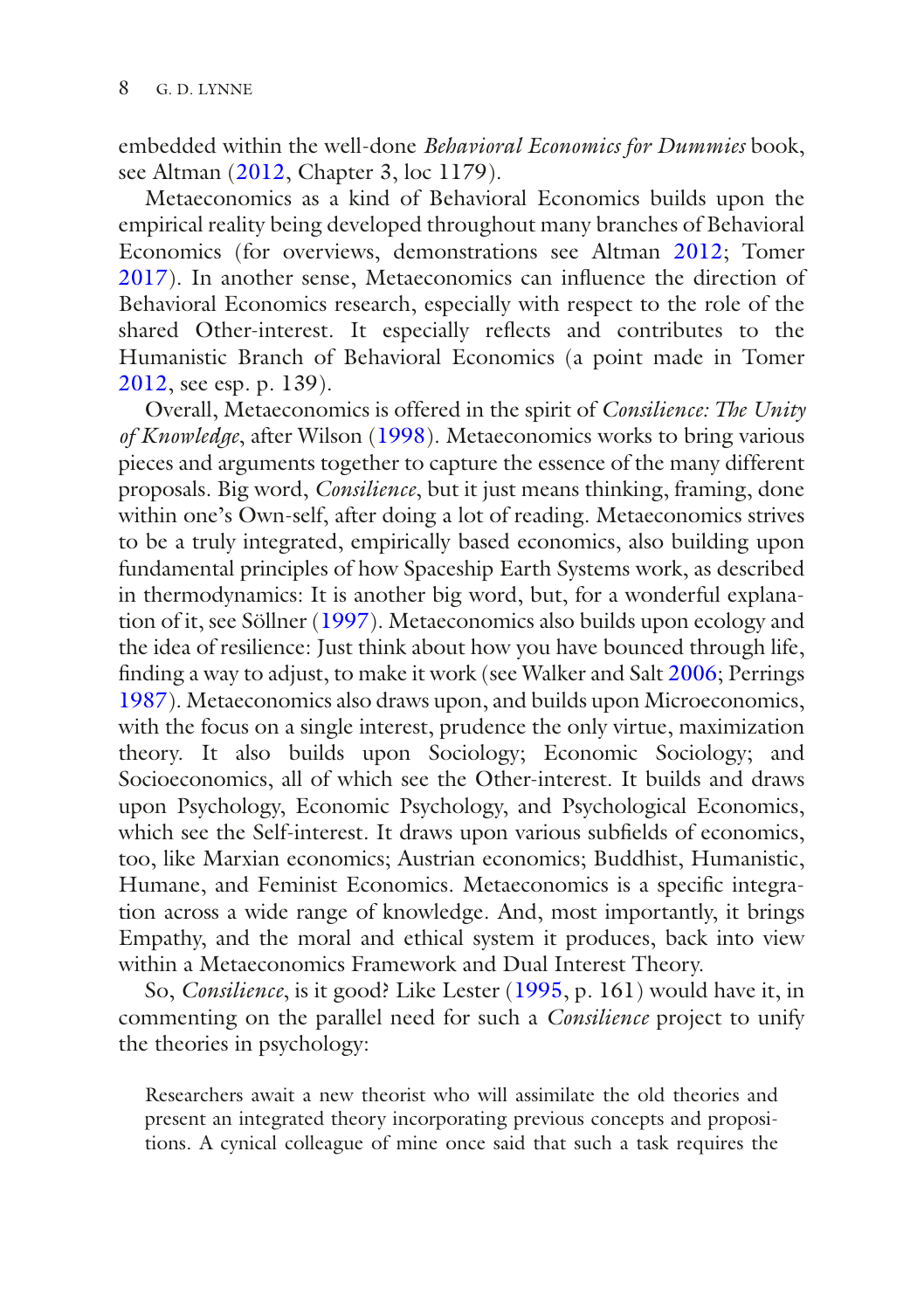embedded within the well-done *Behavioral Economics for Dummies* book, see Altman (2012, Chapter 3, loc 1179).

Metaeconomics as a kind of Behavioral Economics builds upon the empirical reality being developed throughout many branches of Behavioral Economics (for overviews, demonstrations see Altman 2012; Tomer 2017). In another sense, Metaeconomics can influence the direction of Behavioral Economics research, especially with respect to the role of the shared Other-interest. It especially reflects and contributes to the Humanistic Branch of Behavioral Economics (a point made in Tomer 2012, see esp. p. 139).

Overall, Metaeconomics is offered in the spirit of *Consilience: The Unity of Knowledge*, after Wilson (1998). Metaeconomics works to bring various pieces and arguments together to capture the essence of the many different proposals. Big word, *Consilience*, but it just means thinking, framing, done within one's Own-self, after doing a lot of reading. Metaeconomics strives to be a truly integrated, empirically based economics, also building upon fundamental principles of how Spaceship Earth Systems work, as described in thermodynamics: It is another big word, but, for a wonderful explanation of it, see Söllner (1997). Metaeconomics also builds upon ecology and the idea of resilience: Just think about how you have bounced through life, finding a way to adjust, to make it work (see Walker and Salt 2006; Perrings 1987). Metaeconomics also draws upon, and builds upon Microeconomics, with the focus on a single interest, prudence the only virtue, maximization theory. It also builds upon Sociology; Economic Sociology; and Socioeconomics, all of which see the Other-interest. It builds and draws upon Psychology, Economic Psychology, and Psychological Economics, which see the Self-interest. It draws upon various subfields of economics, too, like Marxian economics; Austrian economics; Buddhist, Humanistic, Humane, and Feminist Economics. Metaeconomics is a specific integration across a wide range of knowledge. And, most importantly, it brings Empathy, and the moral and ethical system it produces, back into view within a Metaeconomics Framework and Dual Interest Theory.

So, *Consilience*, is it good? Like Lester (1995, p. 161) would have it, in commenting on the parallel need for such a *Consilience* project to unify the theories in psychology:

> Researchers await a new theorist who will assimilate the old theories and present an integrated theory incorporating previous concepts and propositions. A cynical colleague of mine once said that such a task requires the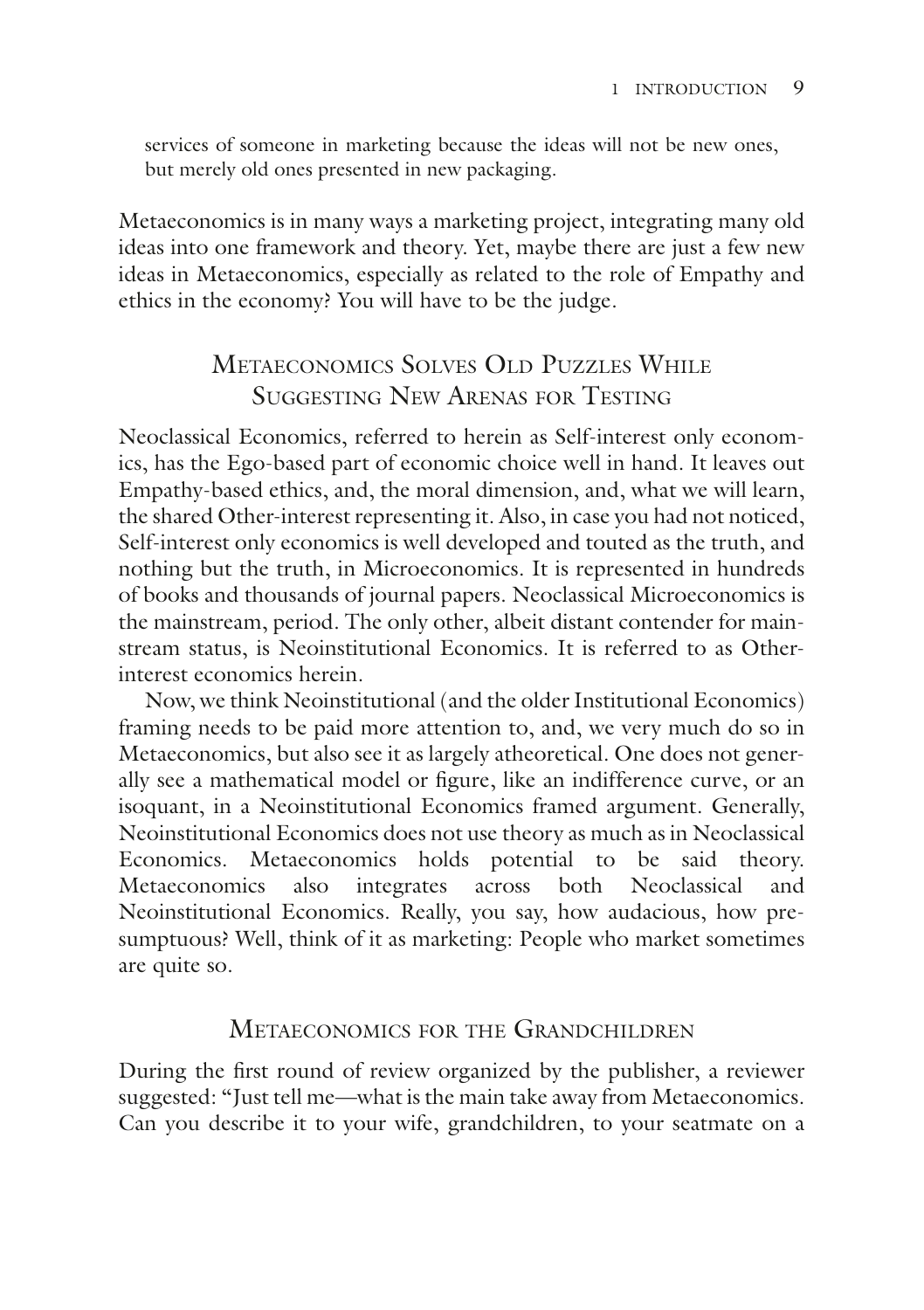services of someone in marketing because the ideas will not be new ones, but merely old ones presented in new packaging.

Metaeconomics is in many ways a marketing project, integrating many old ideas into one framework and theory. Yet, maybe there are just a few new ideas in Metaeconomics, especially as related to the role of Empathy and ethics in the economy? You will have to be the judge.

## Metaeconomics Solves Old Puzzles While Suggesting New Arenas for Testing

Neoclassical Economics, referred to herein as Self-interest only economics, has the Ego-based part of economic choice well in hand. It leaves out Empathy-based ethics, and, the moral dimension, and, what we will learn, the shared Other-interest representing it. Also, in case you had not noticed, Self-interest only economics is well developed and touted as the truth, and nothing but the truth, in Microeconomics. It is represented in hundreds of books and thousands of journal papers. Neoclassical Microeconomics is the mainstream, period. The only other, albeit distant contender for mainstream status, is Neoinstitutional Economics. It is referred to as Other-interest economics herein.

Now, we think Neoinstitutional (and the older Institutional Economics) framing needs to be paid more attention to, and, we very much do so in Metaeconomics, but also see it as largely atheoretical. One does not generally see a mathematical model or figure, like an indifference curve, or an isoquant, in a Neoinstitutional Economics framed argument. Generally, Neoinstitutional Economics does not use theory as much as in Neoclassical Economics. Metaeconomics holds potential to be said theory. Metaeconomics also integrates across both Neoclassical and Neoinstitutional Economics. Really, you say, how audacious, how presumptuous? Well, think of it as marketing: People who market sometimes are quite so.

## Metaeconomics for the Grandchildren

During the first round of review organized by the publisher, a reviewer suggested: "Just tell me—what is the main take away from Metaeconomics. Can you describe it to your wife, grandchildren, to your seatmate on a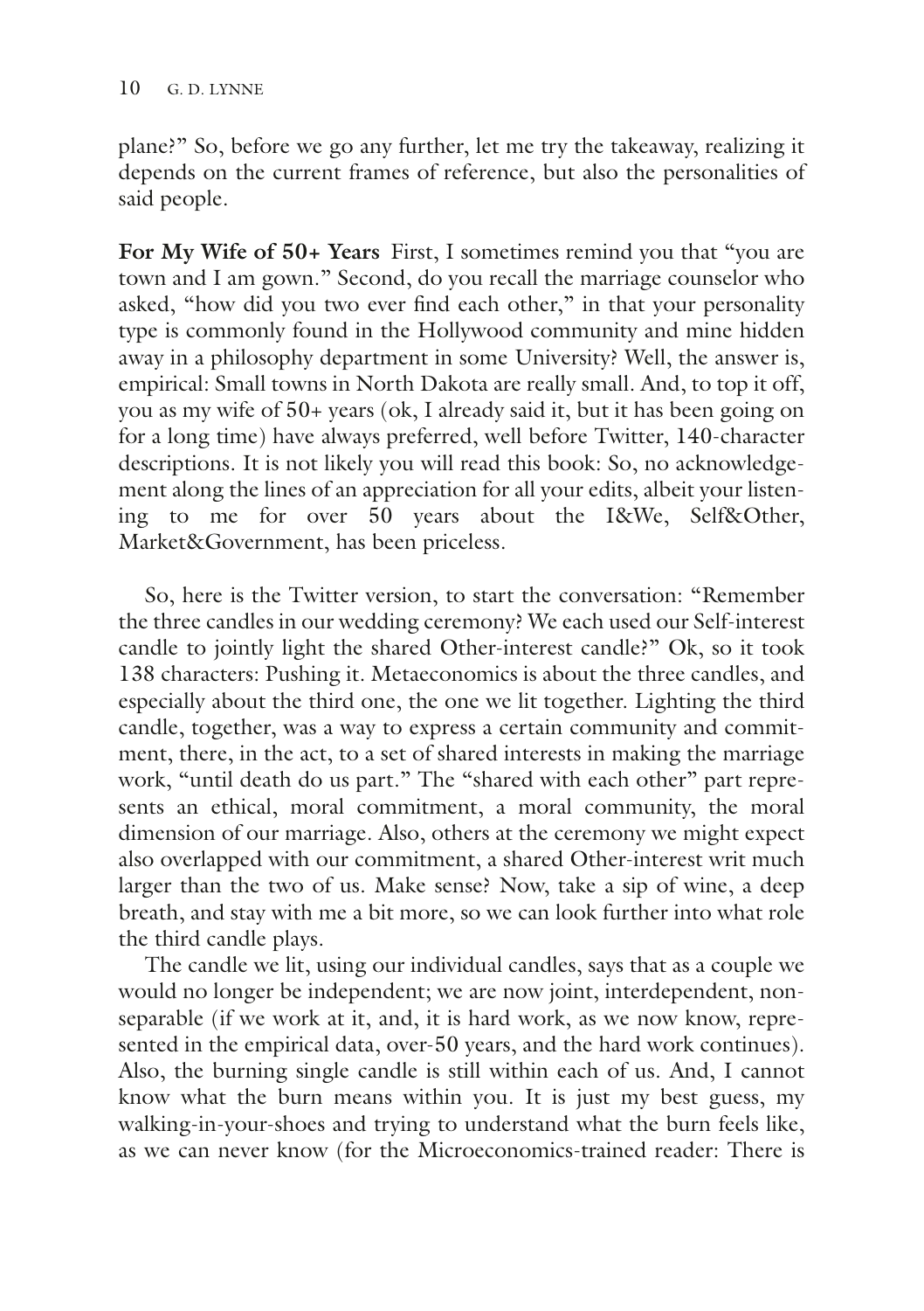plane?" So, before we go any further, let me try the takeaway, realizing it depends on the current frames of reference, but also the personalities of said people.

**For My Wife of 50+ Years** First, I sometimes remind you that "you are town and I am gown." Second, do you recall the marriage counselor who asked, "how did you two ever find each other," in that your personality type is commonly found in the Hollywood community and mine hidden away in a philosophy department in some University? Well, the answer is, empirical: Small towns in North Dakota are really small. And, to top it off, you as my wife of 50+ years (ok, I already said it, but it has been going on for a long time) have always preferred, well before Twitter, 140-character descriptions. It is not likely you will read this book: So, no acknowledgement along the lines of an appreciation for all your edits, albeit your listening to me for over 50 years about the I&We, Self&Other, Market&Government, has been priceless.

So, here is the Twitter version, to start the conversation: "Remember the three candles in our wedding ceremony? We each used our Self-interest candle to jointly light the shared Other-interest candle?" Ok, so it took 138 characters: Pushing it. Metaeconomics is about the three candles, and especially about the third one, the one we lit together. Lighting the third candle, together, was a way to express a certain community and commitment, there, in the act, to a set of shared interests in making the marriage work, "until death do us part." The "shared with each other" part represents an ethical, moral commitment, a moral community, the moral dimension of our marriage. Also, others at the ceremony we might expect also overlapped with our commitment, a shared Other-interest writ much larger than the two of us. Make sense? Now, take a sip of wine, a deep breath, and stay with me a bit more, so we can look further into what role the third candle plays.

The candle we lit, using our individual candles, says that as a couple we would no longer be independent; we are now joint, interdependent, non-separable (if we work at it, and, it is hard work, as we now know, represented in the empirical data, over-50 years, and the hard work continues). Also, the burning single candle is still within each of us. And, I cannot know what the burn means within you. It is just my best guess, my walking-in-your-shoes and trying to understand what the burn feels like, as we can never know (for the Microeconomics-trained reader: There is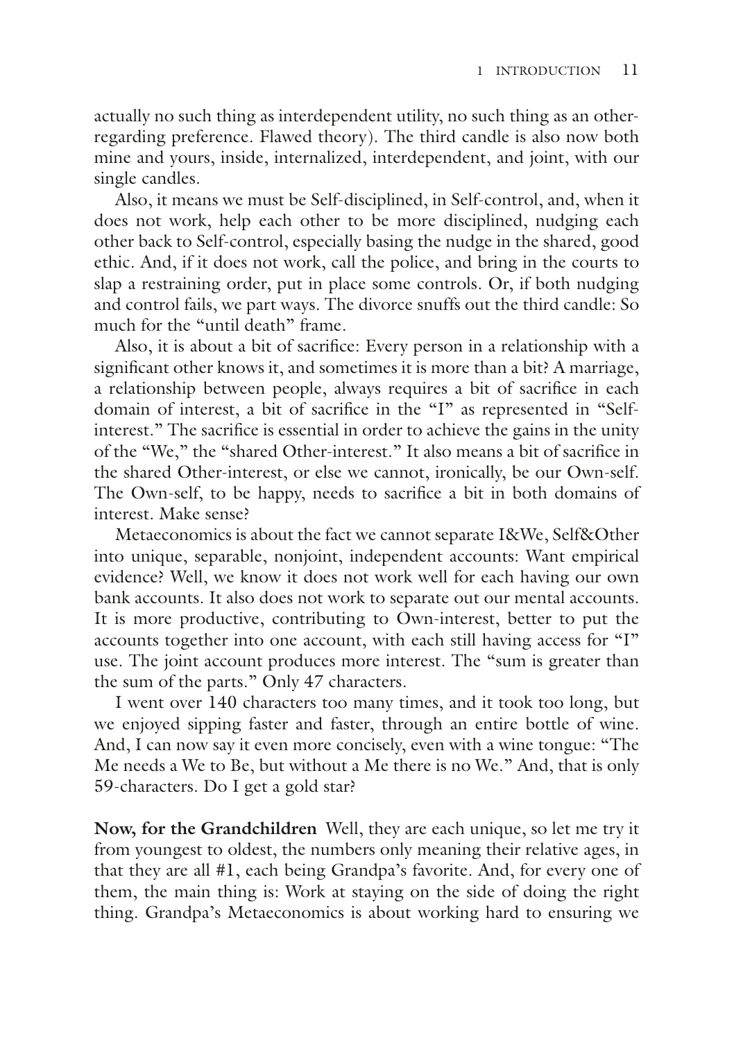actually no such thing as interdependent utility, no such thing as an other-regarding preference. Flawed theory). The third candle is also now both mine and yours, inside, internalized, interdependent, and joint, with our single candles.

Also, it means we must be Self-disciplined, in Self-control, and, when it does not work, help each other to be more disciplined, nudging each other back to Self-control, especially basing the nudge in the shared, good ethic. And, if it does not work, call the police, and bring in the courts to slap a restraining order, put in place some controls. Or, if both nudging and control fails, we part ways. The divorce snuffs out the third candle: So much for the "until death" frame.

Also, it is about a bit of sacrifice: Every person in a relationship with a significant other knows it, and sometimes it is more than a bit? A marriage, a relationship between people, always requires a bit of sacrifice in each domain of interest, a bit of sacrifice in the "I" as represented in "Self-interest." The sacrifice is essential in order to achieve the gains in the unity of the "We," the "shared Other-interest." It also means a bit of sacrifice in the shared Other-interest, or else we cannot, ironically, be our Own-self. The Own-self, to be happy, needs to sacrifice a bit in both domains of interest. Make sense?

Metaeconomics is about the fact we cannot separate I&We, Self&Other into unique, separable, nonjoint, independent accounts: Want empirical evidence? Well, we know it does not work well for each having our own bank accounts. It also does not work to separate out our mental accounts. It is more productive, contributing to Own-interest, better to put the accounts together into one account, with each still having access for "I" use. The joint account produces more interest. The "sum is greater than the sum of the parts." Only 47 characters.

I went over 140 characters too many times, and it took too long, but we enjoyed sipping faster and faster, through an entire bottle of wine. And, I can now say it even more concisely, even with a wine tongue: "The Me needs a We to Be, but without a Me there is no We." And, that is only 59-characters. Do I get a gold star?

**Now, for the Grandchildren** Well, they are each unique, so let me try it from youngest to oldest, the numbers only meaning their relative ages, in that they are all #1, each being Grandpa's favorite. And, for every one of them, the main thing is: Work at staying on the side of doing the right thing. Grandpa's Metaeconomics is about working hard to ensuring we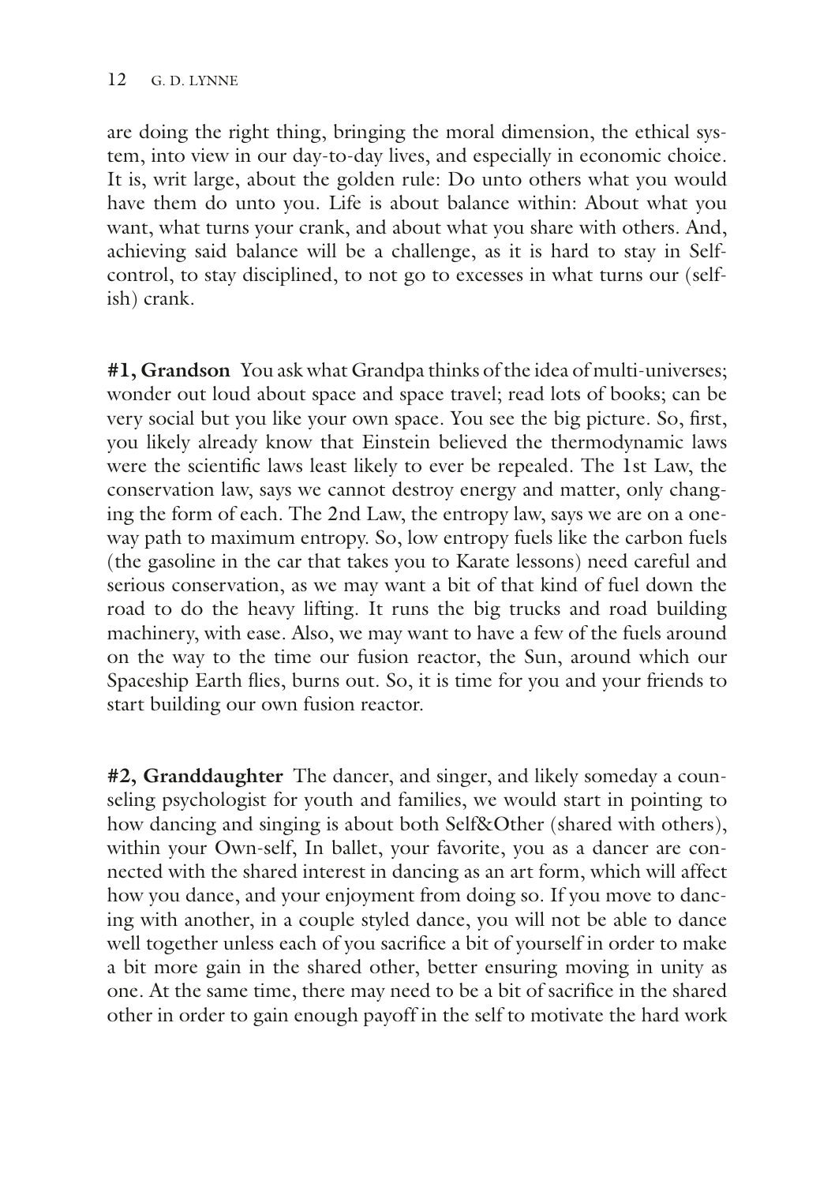are doing the right thing, bringing the moral dimension, the ethical system, into view in our day-to-day lives, and especially in economic choice. It is, writ large, about the golden rule: Do unto others what you would have them do unto you. Life is about balance within: About what you want, what turns your crank, and about what you share with others. And, achieving said balance will be a challenge, as it is hard to stay in Self-control, to stay disciplined, to not go to excesses in what turns our (selfish) crank.

**#1, Grandson** You ask what Grandpa thinks of the idea of multi-universes; wonder out loud about space and space travel; read lots of books; can be very social but you like your own space. You see the big picture. So, first, you likely already know that Einstein believed the thermodynamic laws were the scientific laws least likely to ever be repealed. The 1st Law, the conservation law, says we cannot destroy energy and matter, only changing the form of each. The 2nd Law, the entropy law, says we are on a one-way path to maximum entropy. So, low entropy fuels like the carbon fuels (the gasoline in the car that takes you to Karate lessons) need careful and serious conservation, as we may want a bit of that kind of fuel down the road to do the heavy lifting. It runs the big trucks and road building machinery, with ease. Also, we may want to have a few of the fuels around on the way to the time our fusion reactor, the Sun, around which our Spaceship Earth flies, burns out. So, it is time for you and your friends to start building our own fusion reactor.

**#2, Granddaughter** The dancer, and singer, and likely someday a counseling psychologist for youth and families, we would start in pointing to how dancing and singing is about both Self&Other (shared with others), within your Own-self, In ballet, your favorite, you as a dancer are connected with the shared interest in dancing as an art form, which will affect how you dance, and your enjoyment from doing so. If you move to dancing with another, in a couple styled dance, you will not be able to dance well together unless each of you sacrifice a bit of yourself in order to make a bit more gain in the shared other, better ensuring moving in unity as one. At the same time, there may need to be a bit of sacrifice in the shared other in order to gain enough payoff in the self to motivate the hard work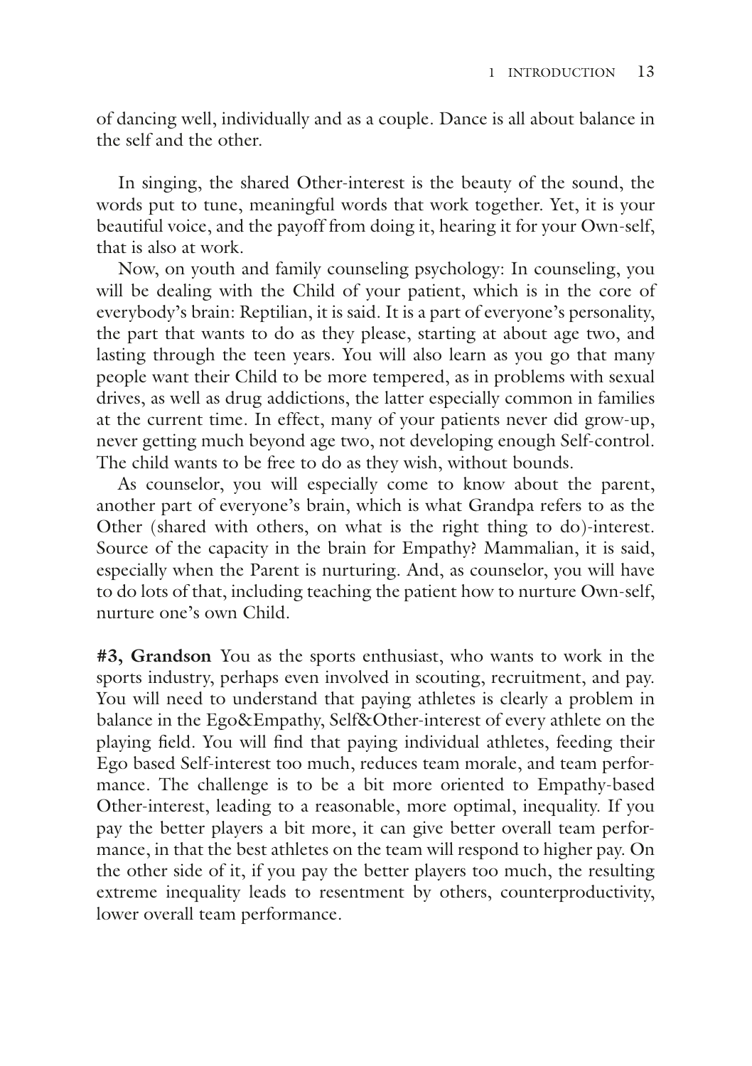of dancing well, individually and as a couple. Dance is all about balance in the self and the other.

In singing, the shared Other-interest is the beauty of the sound, the words put to tune, meaningful words that work together. Yet, it is your beautiful voice, and the payoff from doing it, hearing it for your Own-self, that is also at work.

Now, on youth and family counseling psychology: In counseling, you will be dealing with the Child of your patient, which is in the core of everybody's brain: Reptilian, it is said. It is a part of everyone's personality, the part that wants to do as they please, starting at about age two, and lasting through the teen years. You will also learn as you go that many people want their Child to be more tempered, as in problems with sexual drives, as well as drug addictions, the latter especially common in families at the current time. In effect, many of your patients never did grow-up, never getting much beyond age two, not developing enough Self-control. The child wants to be free to do as they wish, without bounds.

As counselor, you will especially come to know about the parent, another part of everyone's brain, which is what Grandpa refers to as the Other (shared with others, on what is the right thing to do)-interest. Source of the capacity in the brain for Empathy? Mammalian, it is said, especially when the Parent is nurturing. And, as counselor, you will have to do lots of that, including teaching the patient how to nurture Own-self, nurture one's own Child.

**#3, Grandson** You as the sports enthusiast, who wants to work in the sports industry, perhaps even involved in scouting, recruitment, and pay. You will need to understand that paying athletes is clearly a problem in balance in the Ego&Empathy, Self&Other-interest of every athlete on the playing field. You will find that paying individual athletes, feeding their Ego based Self-interest too much, reduces team morale, and team performance. The challenge is to be a bit more oriented to Empathy-based Other-interest, leading to a reasonable, more optimal, inequality. If you pay the better players a bit more, it can give better overall team performance, in that the best athletes on the team will respond to higher pay. On the other side of it, if you pay the better players too much, the resulting extreme inequality leads to resentment by others, counterproductivity, lower overall team performance.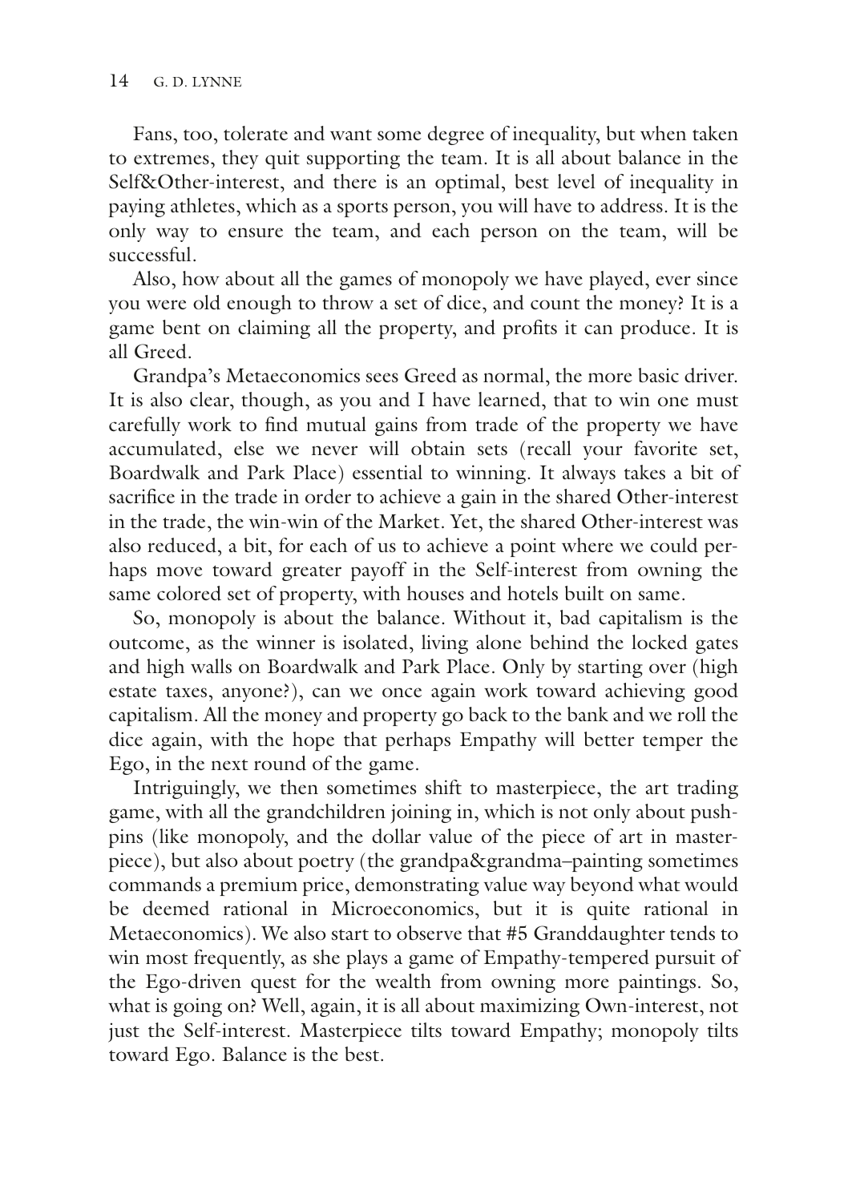Fans, too, tolerate and want some degree of inequality, but when taken to extremes, they quit supporting the team. It is all about balance in the Self&Other-interest, and there is an optimal, best level of inequality in paying athletes, which as a sports person, you will have to address. It is the only way to ensure the team, and each person on the team, will be successful.

Also, how about all the games of monopoly we have played, ever since you were old enough to throw a set of dice, and count the money? It is a game bent on claiming all the property, and profits it can produce. It is all Greed.

Grandpa's Metaeconomics sees Greed as normal, the more basic driver. It is also clear, though, as you and I have learned, that to win one must carefully work to find mutual gains from trade of the property we have accumulated, else we never will obtain sets (recall your favorite set, Boardwalk and Park Place) essential to winning. It always takes a bit of sacrifice in the trade in order to achieve a gain in the shared Other-interest in the trade, the win-win of the Market. Yet, the shared Other-interest was also reduced, a bit, for each of us to achieve a point where we could perhaps move toward greater payoff in the Self-interest from owning the same colored set of property, with houses and hotels built on same.

So, monopoly is about the balance. Without it, bad capitalism is the outcome, as the winner is isolated, living alone behind the locked gates and high walls on Boardwalk and Park Place. Only by starting over (high estate taxes, anyone?), can we once again work toward achieving good capitalism. All the money and property go back to the bank and we roll the dice again, with the hope that perhaps Empathy will better temper the Ego, in the next round of the game.

Intriguingly, we then sometimes shift to masterpiece, the art trading game, with all the grandchildren joining in, which is not only about push-pins (like monopoly, and the dollar value of the piece of art in masterpiece), but also about poetry (the grandpa&grandma–painting sometimes commands a premium price, demonstrating value way beyond what would be deemed rational in Microeconomics, but it is quite rational in Metaeconomics). We also start to observe that #5 Granddaughter tends to win most frequently, as she plays a game of Empathy-tempered pursuit of the Ego-driven quest for the wealth from owning more paintings. So, what is going on? Well, again, it is all about maximizing Own-interest, not just the Self-interest. Masterpiece tilts toward Empathy; monopoly tilts toward Ego. Balance is the best.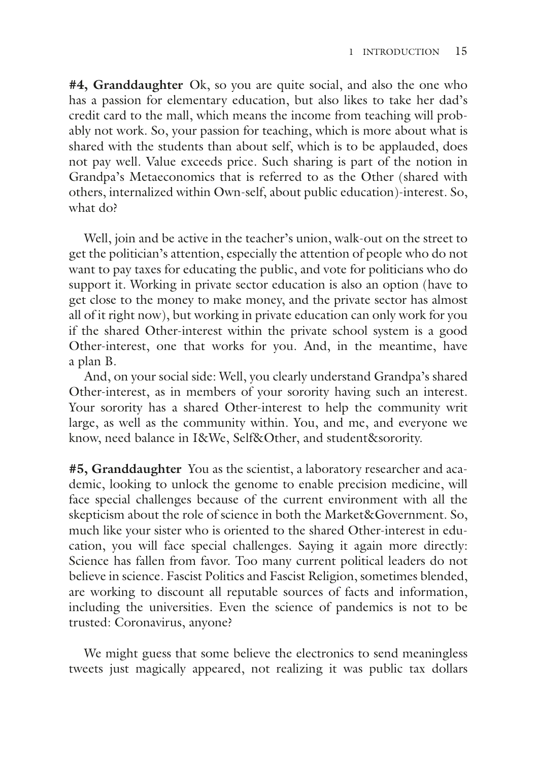**#4, Granddaughter** Ok, so you are quite social, and also the one who has a passion for elementary education, but also likes to take her dad's credit card to the mall, which means the income from teaching will probably not work. So, your passion for teaching, which is more about what is shared with the students than about self, which is to be applauded, does not pay well. Value exceeds price. Such sharing is part of the notion in Grandpa's Metaeconomics that is referred to as the Other (shared with others, internalized within Own-self, about public education)-interest. So, what do?

Well, join and be active in the teacher's union, walk-out on the street to get the politician's attention, especially the attention of people who do not want to pay taxes for educating the public, and vote for politicians who do support it. Working in private sector education is also an option (have to get close to the money to make money, and the private sector has almost all of it right now), but working in private education can only work for you if the shared Other-interest within the private school system is a good Other-interest, one that works for you. And, in the meantime, have a plan B.

And, on your social side: Well, you clearly understand Grandpa's shared Other-interest, as in members of your sorority having such an interest. Your sorority has a shared Other-interest to help the community writ large, as well as the community within. You, and me, and everyone we know, need balance in I&We, Self&Other, and student&sorority.

**#5, Granddaughter** You as the scientist, a laboratory researcher and academic, looking to unlock the genome to enable precision medicine, will face special challenges because of the current environment with all the skepticism about the role of science in both the Market&Government. So, much like your sister who is oriented to the shared Other-interest in education, you will face special challenges. Saying it again more directly: Science has fallen from favor. Too many current political leaders do not believe in science. Fascist Politics and Fascist Religion, sometimes blended, are working to discount all reputable sources of facts and information, including the universities. Even the science of pandemics is not to be trusted: Coronavirus, anyone?

We might guess that some believe the electronics to send meaningless tweets just magically appeared, not realizing it was public tax dollars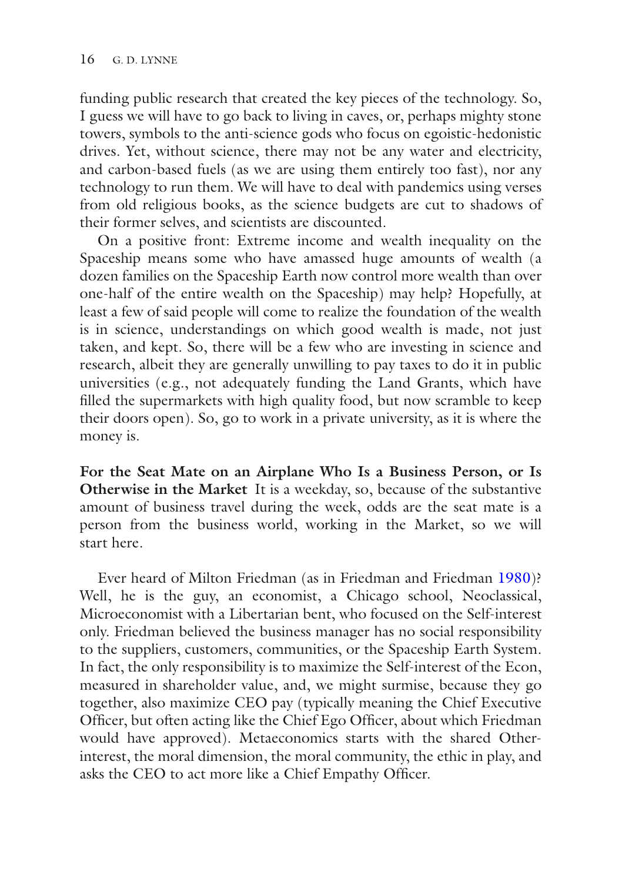funding public research that created the key pieces of the technology. So, I guess we will have to go back to living in caves, or, perhaps mighty stone towers, symbols to the anti-science gods who focus on egoistic-hedonistic drives. Yet, without science, there may not be any water and electricity, and carbon-based fuels (as we are using them entirely too fast), nor any technology to run them. We will have to deal with pandemics using verses from old religious books, as the science budgets are cut to shadows of their former selves, and scientists are discounted.

On a positive front: Extreme income and wealth inequality on the Spaceship means some who have amassed huge amounts of wealth (a dozen families on the Spaceship Earth now control more wealth than over one-half of the entire wealth on the Spaceship) may help? Hopefully, at least a few of said people will come to realize the foundation of the wealth is in science, understandings on which good wealth is made, not just taken, and kept. So, there will be a few who are investing in science and research, albeit they are generally unwilling to pay taxes to do it in public universities (e.g., not adequately funding the Land Grants, which have filled the supermarkets with high quality food, but now scramble to keep their doors open). So, go to work in a private university, as it is where the money is.

**For the Seat Mate on an Airplane Who Is a Business Person, or Is Otherwise in the Market** It is a weekday, so, because of the substantive amount of business travel during the week, odds are the seat mate is a person from the business world, working in the Market, so we will start here.

Ever heard of Milton Friedman (as in Friedman and Friedman 1980)? Well, he is the guy, an economist, a Chicago school, Neoclassical, Microeconomist with a Libertarian bent, who focused on the Self-interest only. Friedman believed the business manager has no social responsibility to the suppliers, customers, communities, or the Spaceship Earth System. In fact, the only responsibility is to maximize the Self-interest of the Econ, measured in shareholder value, and, we might surmise, because they go together, also maximize CEO pay (typically meaning the Chief Executive Officer, but often acting like the Chief Ego Officer, about which Friedman would have approved). Metaeconomics starts with the shared Other-interest, the moral dimension, the moral community, the ethic in play, and asks the CEO to act more like a Chief Empathy Officer.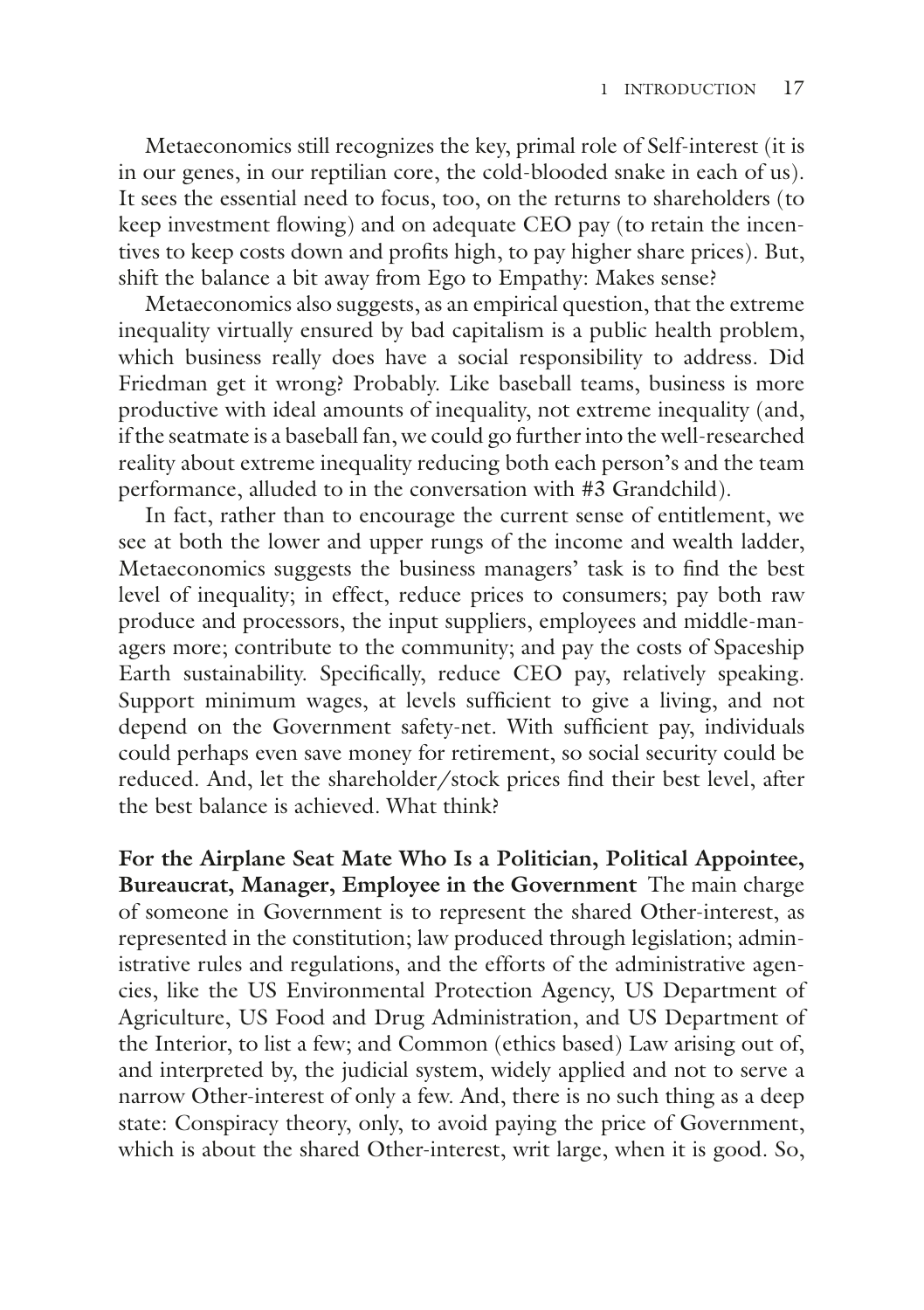Metaeconomics still recognizes the key, primal role of Self-interest (it is in our genes, in our reptilian core, the cold-blooded snake in each of us). It sees the essential need to focus, too, on the returns to shareholders (to keep investment flowing) and on adequate CEO pay (to retain the incentives to keep costs down and profits high, to pay higher share prices). But, shift the balance a bit away from Ego to Empathy: Makes sense?

Metaeconomics also suggests, as an empirical question, that the extreme inequality virtually ensured by bad capitalism is a public health problem, which business really does have a social responsibility to address. Did Friedman get it wrong? Probably. Like baseball teams, business is more productive with ideal amounts of inequality, not extreme inequality (and, if the seatmate is a baseball fan, we could go further into the well-researched reality about extreme inequality reducing both each person's and the team performance, alluded to in the conversation with #3 Grandchild).

In fact, rather than to encourage the current sense of entitlement, we see at both the lower and upper rungs of the income and wealth ladder, Metaeconomics suggests the business managers' task is to find the best level of inequality; in effect, reduce prices to consumers; pay both raw produce and processors, the input suppliers, employees and middle-managers more; contribute to the community; and pay the costs of Spaceship Earth sustainability. Specifically, reduce CEO pay, relatively speaking. Support minimum wages, at levels sufficient to give a living, and not depend on the Government safety-net. With sufficient pay, individuals could perhaps even save money for retirement, so social security could be reduced. And, let the shareholder/stock prices find their best level, after the best balance is achieved. What think?

**For the Airplane Seat Mate Who Is a Politician, Political Appointee, Bureaucrat, Manager, Employee in the Government** The main charge of someone in Government is to represent the shared Other-interest, as represented in the constitution; law produced through legislation; administrative rules and regulations, and the efforts of the administrative agencies, like the US Environmental Protection Agency, US Department of Agriculture, US Food and Drug Administration, and US Department of the Interior, to list a few; and Common (ethics based) Law arising out of, and interpreted by, the judicial system, widely applied and not to serve a narrow Other-interest of only a few. And, there is no such thing as a deep state: Conspiracy theory, only, to avoid paying the price of Government, which is about the shared Other-interest, writ large, when it is good. So,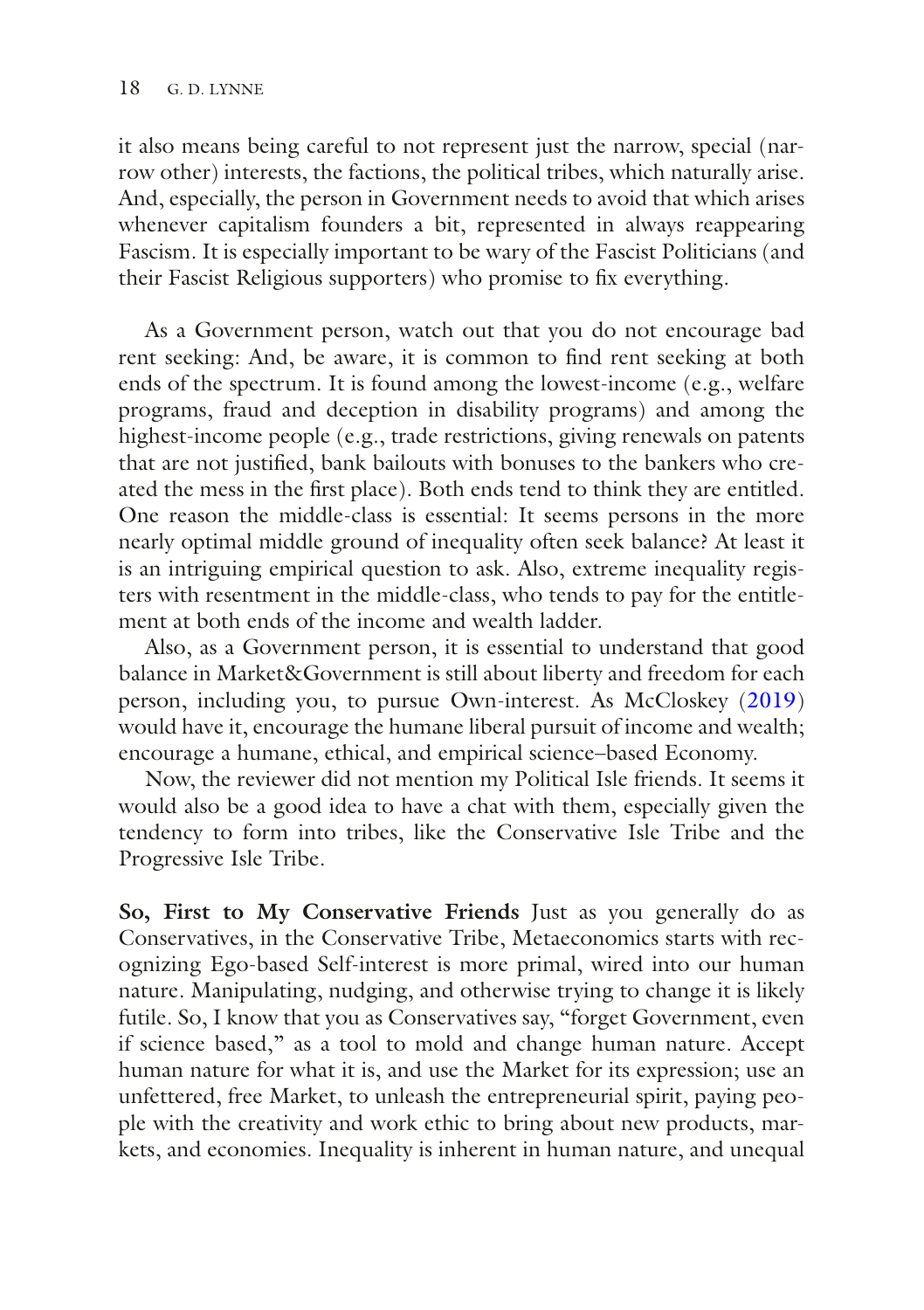it also means being careful to not represent just the narrow, special (narrow other) interests, the factions, the political tribes, which naturally arise. And, especially, the person in Government needs to avoid that which arises whenever capitalism founders a bit, represented in always reappearing Fascism. It is especially important to be wary of the Fascist Politicians (and their Fascist Religious supporters) who promise to fix everything.

As a Government person, watch out that you do not encourage bad rent seeking: And, be aware, it is common to find rent seeking at both ends of the spectrum. It is found among the lowest-income (e.g., welfare programs, fraud and deception in disability programs) and among the highest-income people (e.g., trade restrictions, giving renewals on patents that are not justified, bank bailouts with bonuses to the bankers who created the mess in the first place). Both ends tend to think they are entitled. One reason the middle-class is essential: It seems persons in the more nearly optimal middle ground of inequality often seek balance? At least it is an intriguing empirical question to ask. Also, extreme inequality registers with resentment in the middle-class, who tends to pay for the entitlement at both ends of the income and wealth ladder.

Also, as a Government person, it is essential to understand that good balance in Market&Government is still about liberty and freedom for each person, including you, to pursue Own-interest. As McCloskey (2019) would have it, encourage the humane liberal pursuit of income and wealth; encourage a humane, ethical, and empirical science–based Economy.

Now, the reviewer did not mention my Political Isle friends. It seems it would also be a good idea to have a chat with them, especially given the tendency to form into tribes, like the Conservative Isle Tribe and the Progressive Isle Tribe.

**So, First to My Conservative Friends** Just as you generally do as Conservatives, in the Conservative Tribe, Metaeconomics starts with recognizing Ego-based Self-interest is more primal, wired into our human nature. Manipulating, nudging, and otherwise trying to change it is likely futile. So, I know that you as Conservatives say, "forget Government, even if science based," as a tool to mold and change human nature. Accept human nature for what it is, and use the Market for its expression; use an unfettered, free Market, to unleash the entrepreneurial spirit, paying people with the creativity and work ethic to bring about new products, markets, and economies. Inequality is inherent in human nature, and unequal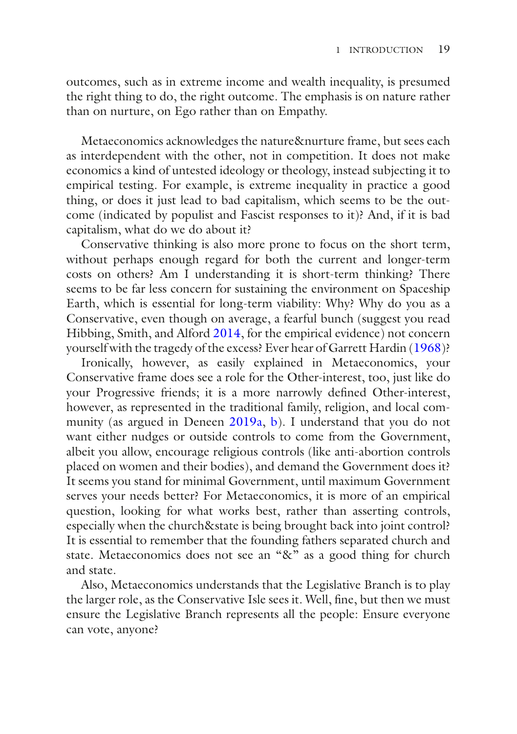outcomes, such as in extreme income and wealth inequality, is presumed the right thing to do, the right outcome. The emphasis is on nature rather than on nurture, on Ego rather than on Empathy.

Metaeconomics acknowledges the nature&nurture frame, but sees each as interdependent with the other, not in competition. It does not make economics a kind of untested ideology or theology, instead subjecting it to empirical testing. For example, is extreme inequality in practice a good thing, or does it just lead to bad capitalism, which seems to be the outcome (indicated by populist and Fascist responses to it)? And, if it is bad capitalism, what do we do about it?

Conservative thinking is also more prone to focus on the short term, without perhaps enough regard for both the current and longer-term costs on others? Am I understanding it is short-term thinking? There seems to be far less concern for sustaining the environment on Spaceship Earth, which is essential for long-term viability: Why? Why do you as a Conservative, even though on average, a fearful bunch (suggest you read Hibbing, Smith, and Alford 2014, for the empirical evidence) not concern yourself with the tragedy of the excess? Ever hear of Garrett Hardin (1968)?

Ironically, however, as easily explained in Metaeconomics, your Conservative frame does see a role for the Other-interest, too, just like do your Progressive friends; it is a more narrowly defined Other-interest, however, as represented in the traditional family, religion, and local community (as argued in Deneen 2019a, b). I understand that you do not want either nudges or outside controls to come from the Government, albeit you allow, encourage religious controls (like anti-abortion controls placed on women and their bodies), and demand the Government does it? It seems you stand for minimal Government, until maximum Government serves your needs better? For Metaeconomics, it is more of an empirical question, looking for what works best, rather than asserting controls, especially when the church&state is being brought back into joint control? It is essential to remember that the founding fathers separated church and state. Metaeconomics does not see an "&" as a good thing for church and state.

Also, Metaeconomics understands that the Legislative Branch is to play the larger role, as the Conservative Isle sees it. Well, fine, but then we must ensure the Legislative Branch represents all the people: Ensure everyone can vote, anyone?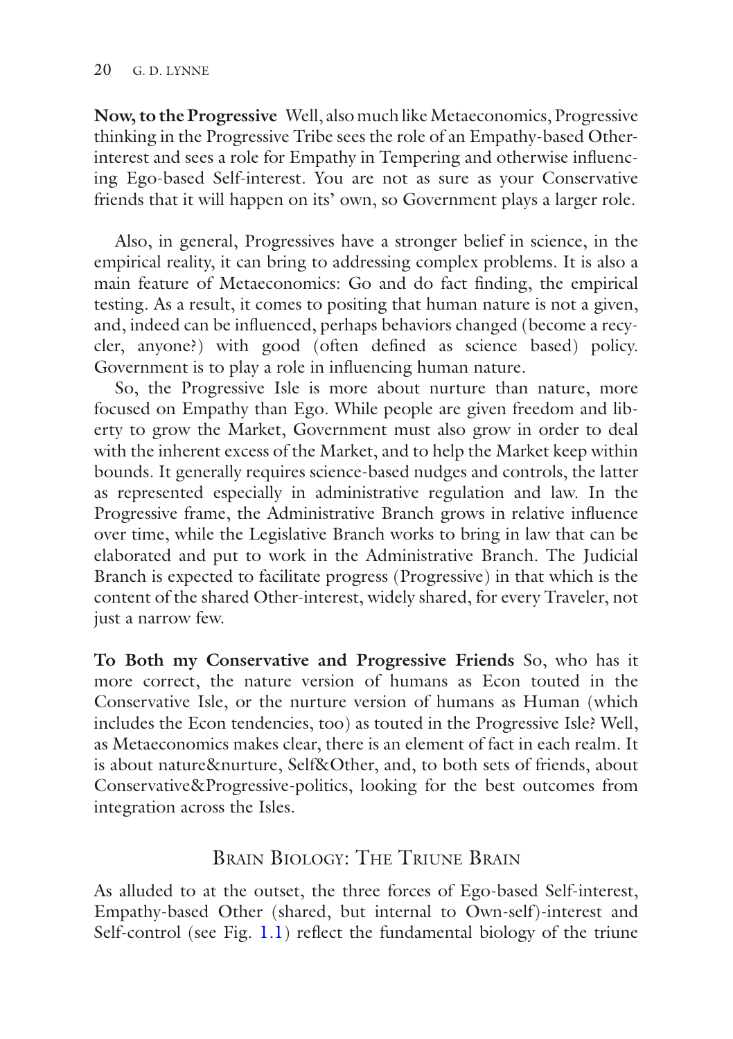**Now, to the Progressive** Well, also much like Metaeconomics, Progressive thinking in the Progressive Tribe sees the role of an Empathy-based Other-interest and sees a role for Empathy in Tempering and otherwise influencing Ego-based Self-interest. You are not as sure as your Conservative friends that it will happen on its' own, so Government plays a larger role.

Also, in general, Progressives have a stronger belief in science, in the empirical reality, it can bring to addressing complex problems. It is also a main feature of Metaeconomics: Go and do fact finding, the empirical testing. As a result, it comes to positing that human nature is not a given, and, indeed can be influenced, perhaps behaviors changed (become a recycler, anyone?) with good (often defined as science based) policy. Government is to play a role in influencing human nature.

So, the Progressive Isle is more about nurture than nature, more focused on Empathy than Ego. While people are given freedom and liberty to grow the Market, Government must also grow in order to deal with the inherent excess of the Market, and to help the Market keep within bounds. It generally requires science-based nudges and controls, the latter as represented especially in administrative regulation and law. In the Progressive frame, the Administrative Branch grows in relative influence over time, while the Legislative Branch works to bring in law that can be elaborated and put to work in the Administrative Branch. The Judicial Branch is expected to facilitate progress (Progressive) in that which is the content of the shared Other-interest, widely shared, for every Traveler, not just a narrow few.

**To Both my Conservative and Progressive Friends** So, who has it more correct, the nature version of humans as Econ touted in the Conservative Isle, or the nurture version of humans as Human (which includes the Econ tendencies, too) as touted in the Progressive Isle? Well, as Metaeconomics makes clear, there is an element of fact in each realm. It is about nature&nurture, Self&Other, and, to both sets of friends, about Conservative&Progressive-politics, looking for the best outcomes from integration across the Isles.

## Brain Biology: The Triune Brain

As alluded to at the outset, the three forces of Ego-based Self-interest, Empathy-based Other (shared, but internal to Own-self)-interest and Self-control (see Fig. 1.1) reflect the fundamental biology of the triune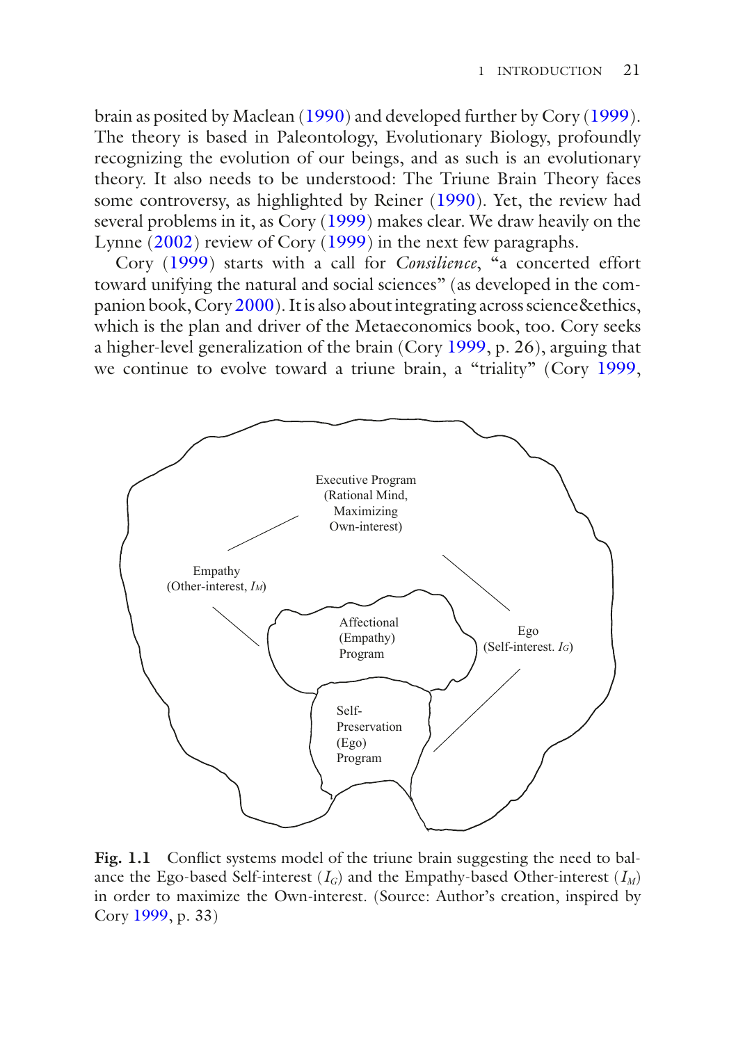brain as posited by Maclean (1990) and developed further by Cory (1999). The theory is based in Paleontology, Evolutionary Biology, profoundly recognizing the evolution of our beings, and as such is an evolutionary theory. It also needs to be understood: The Triune Brain Theory faces some controversy, as highlighted by Reiner (1990). Yet, the review had several problems in it, as Cory (1999) makes clear. We draw heavily on the Lynne (2002) review of Cory (1999) in the next few paragraphs.

Cory (1999) starts with a call for *Consilience*, "a concerted effort toward unifying the natural and social sciences" (as developed in the companion book, Cory 2000). It is also about integrating across science&ethics, which is the plan and driver of the Metaeconomics book, too. Cory seeks a higher-level generalization of the brain (Cory 1999, p. 26), arguing that we continue to evolve toward a triune brain, a "triality" (Cory 1999,

Executive Program (Rational Mind, Maximizing Own-interest)

Empathy (Other-interest, $I_M$)

Affectional (Empathy) Program

Ego (Self-interest. $I_G$)

Self-Preservation (Ego) Program

**Fig. 1.1** Conflict systems model of the triune brain suggesting the need to balance the Ego-based Self-interest ($I_G$) and the Empathy-based Other-interest ($I_M$) in order to maximize the Own-interest. (Source: Author's creation, inspired by Cory 1999, p. 33)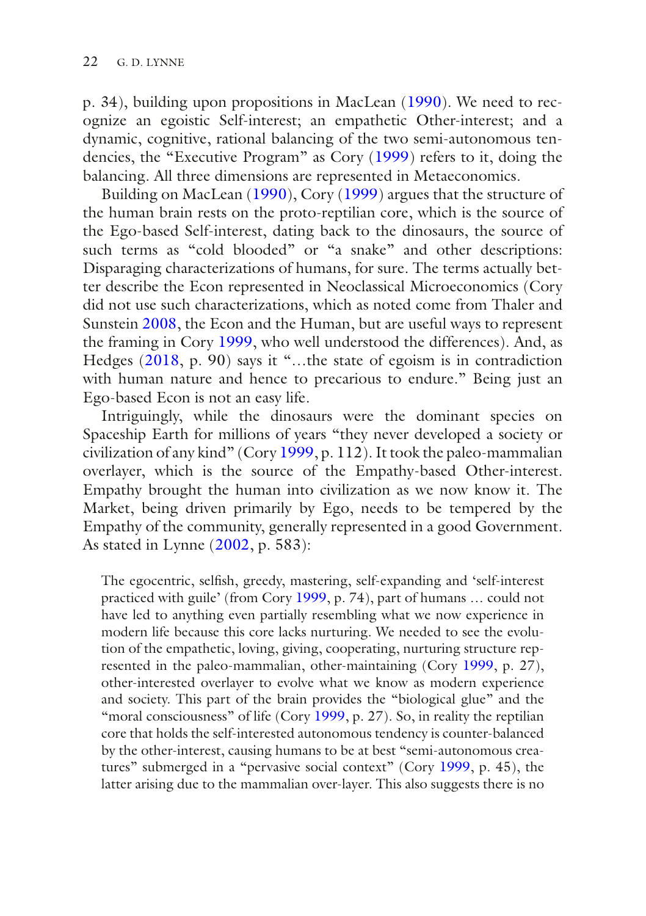p. 34), building upon propositions in MacLean (1990). We need to recognize an egoistic Self-interest; an empathetic Other-interest; and a dynamic, cognitive, rational balancing of the two semi-autonomous tendencies, the "Executive Program" as Cory (1999) refers to it, doing the balancing. All three dimensions are represented in Metaeconomics.

Building on MacLean (1990), Cory (1999) argues that the structure of the human brain rests on the proto-reptilian core, which is the source of the Ego-based Self-interest, dating back to the dinosaurs, the source of such terms as "cold blooded" or "a snake" and other descriptions: Disparaging characterizations of humans, for sure. The terms actually better describe the Econ represented in Neoclassical Microeconomics (Cory did not use such characterizations, which as noted come from Thaler and Sunstein 2008, the Econ and the Human, but are useful ways to represent the framing in Cory 1999, who well understood the differences). And, as Hedges (2018, p. 90) says it "…the state of egoism is in contradiction with human nature and hence to precarious to endure." Being just an Ego-based Econ is not an easy life.

Intriguingly, while the dinosaurs were the dominant species on Spaceship Earth for millions of years "they never developed a society or civilization of any kind" (Cory 1999, p. 112). It took the paleo-mammalian overlayer, which is the source of the Empathy-based Other-interest. Empathy brought the human into civilization as we now know it. The Market, being driven primarily by Ego, needs to be tempered by the Empathy of the community, generally represented in a good Government. As stated in Lynne (2002, p. 583):

> The egocentric, selfish, greedy, mastering, self-expanding and 'self-interest practiced with guile' (from Cory 1999, p. 74), part of humans … could not have led to anything even partially resembling what we now experience in modern life because this core lacks nurturing. We needed to see the evolution of the empathetic, loving, giving, cooperating, nurturing structure represented in the paleo-mammalian, other-maintaining (Cory 1999, p. 27), other-interested overlayer to evolve what we know as modern experience and society. This part of the brain provides the "biological glue" and the "moral consciousness" of life (Cory 1999, p. 27). So, in reality the reptilian core that holds the self-interested autonomous tendency is counter-balanced by the other-interest, causing humans to be at best "semi-autonomous creatures" submerged in a "pervasive social context" (Cory 1999, p. 45), the latter arising due to the mammalian over-layer. This also suggests there is no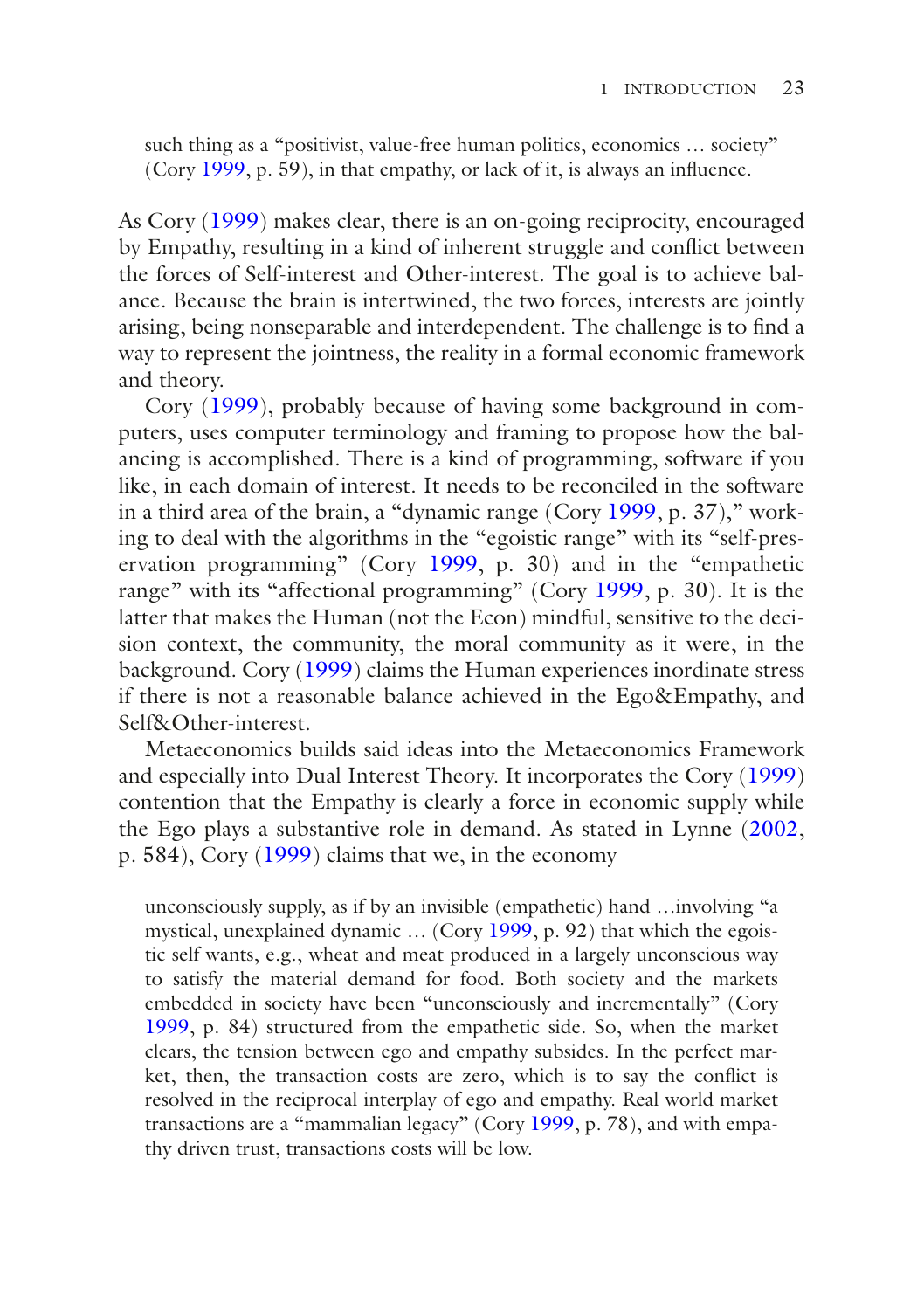> such thing as a "positivist, value-free human politics, economics … society" (Cory 1999, p. 59), in that empathy, or lack of it, is always an influence.

As Cory (1999) makes clear, there is an on-going reciprocity, encouraged by Empathy, resulting in a kind of inherent struggle and conflict between the forces of Self-interest and Other-interest. The goal is to achieve balance. Because the brain is intertwined, the two forces, interests are jointly arising, being nonseparable and interdependent. The challenge is to find a way to represent the jointness, the reality in a formal economic framework and theory.

Cory (1999), probably because of having some background in computers, uses computer terminology and framing to propose how the balancing is accomplished. There is a kind of programming, software if you like, in each domain of interest. It needs to be reconciled in the software in a third area of the brain, a "dynamic range (Cory 1999, p. 37)," working to deal with the algorithms in the "egoistic range" with its "self-preservation programming" (Cory 1999, p. 30) and in the "empathetic range" with its "affectional programming" (Cory 1999, p. 30). It is the latter that makes the Human (not the Econ) mindful, sensitive to the decision context, the community, the moral community as it were, in the background. Cory (1999) claims the Human experiences inordinate stress if there is not a reasonable balance achieved in the Ego&Empathy, and Self&Other-interest.

Metaeconomics builds said ideas into the Metaeconomics Framework and especially into Dual Interest Theory. It incorporates the Cory (1999) contention that the Empathy is clearly a force in economic supply while the Ego plays a substantive role in demand. As stated in Lynne (2002, p. 584), Cory (1999) claims that we, in the economy

> unconsciously supply, as if by an invisible (empathetic) hand …involving "a mystical, unexplained dynamic … (Cory 1999, p. 92) that which the egoistic self wants, e.g., wheat and meat produced in a largely unconscious way to satisfy the material demand for food. Both society and the markets embedded in society have been "unconsciously and incrementally" (Cory 1999, p. 84) structured from the empathetic side. So, when the market clears, the tension between ego and empathy subsides. In the perfect market, then, the transaction costs are zero, which is to say the conflict is resolved in the reciprocal interplay of ego and empathy. Real world market transactions are a "mammalian legacy" (Cory 1999, p. 78), and with empathy driven trust, transactions costs will be low.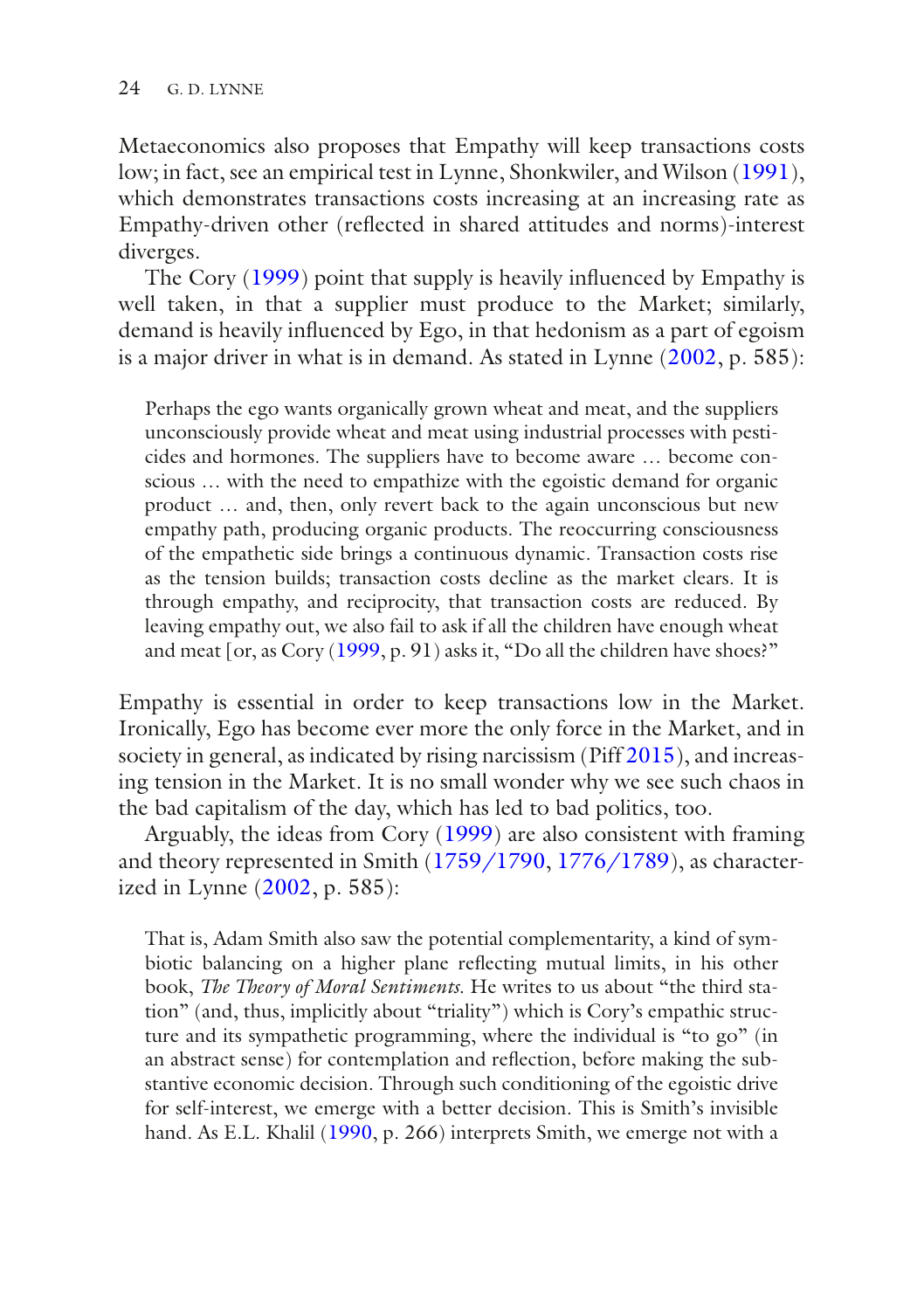Metaeconomics also proposes that Empathy will keep transactions costs low; in fact, see an empirical test in Lynne, Shonkwiler, and Wilson (1991), which demonstrates transactions costs increasing at an increasing rate as Empathy-driven other (reflected in shared attitudes and norms)-interest diverges.

The Cory (1999) point that supply is heavily influenced by Empathy is well taken, in that a supplier must produce to the Market; similarly, demand is heavily influenced by Ego, in that hedonism as a part of egoism is a major driver in what is in demand. As stated in Lynne (2002, p. 585):

> Perhaps the ego wants organically grown wheat and meat, and the suppliers unconsciously provide wheat and meat using industrial processes with pesticides and hormones. The suppliers have to become aware … become conscious … with the need to empathize with the egoistic demand for organic product … and, then, only revert back to the again unconscious but new empathy path, producing organic products. The reoccurring consciousness of the empathetic side brings a continuous dynamic. Transaction costs rise as the tension builds; transaction costs decline as the market clears. It is through empathy, and reciprocity, that transaction costs are reduced. By leaving empathy out, we also fail to ask if all the children have enough wheat and meat [or, as Cory (1999, p. 91) asks it, "Do all the children have shoes?"

Empathy is essential in order to keep transactions low in the Market. Ironically, Ego has become ever more the only force in the Market, and in society in general, as indicated by rising narcissism (Piff 2015), and increasing tension in the Market. It is no small wonder why we see such chaos in the bad capitalism of the day, which has led to bad politics, too.

Arguably, the ideas from Cory (1999) are also consistent with framing and theory represented in Smith (1759/1790, 1776/1789), as characterized in Lynne (2002, p. 585):

> That is, Adam Smith also saw the potential complementarity, a kind of symbiotic balancing on a higher plane reflecting mutual limits, in his other book, *The Theory of Moral Sentiments*. He writes to us about "the third station" (and, thus, implicitly about "triality") which is Cory's empathic structure and its sympathetic programming, where the individual is "to go" (in an abstract sense) for contemplation and reflection, before making the substantive economic decision. Through such conditioning of the egoistic drive for self-interest, we emerge with a better decision. This is Smith's invisible hand. As E.L. Khalil (1990, p. 266) interprets Smith, we emerge not with a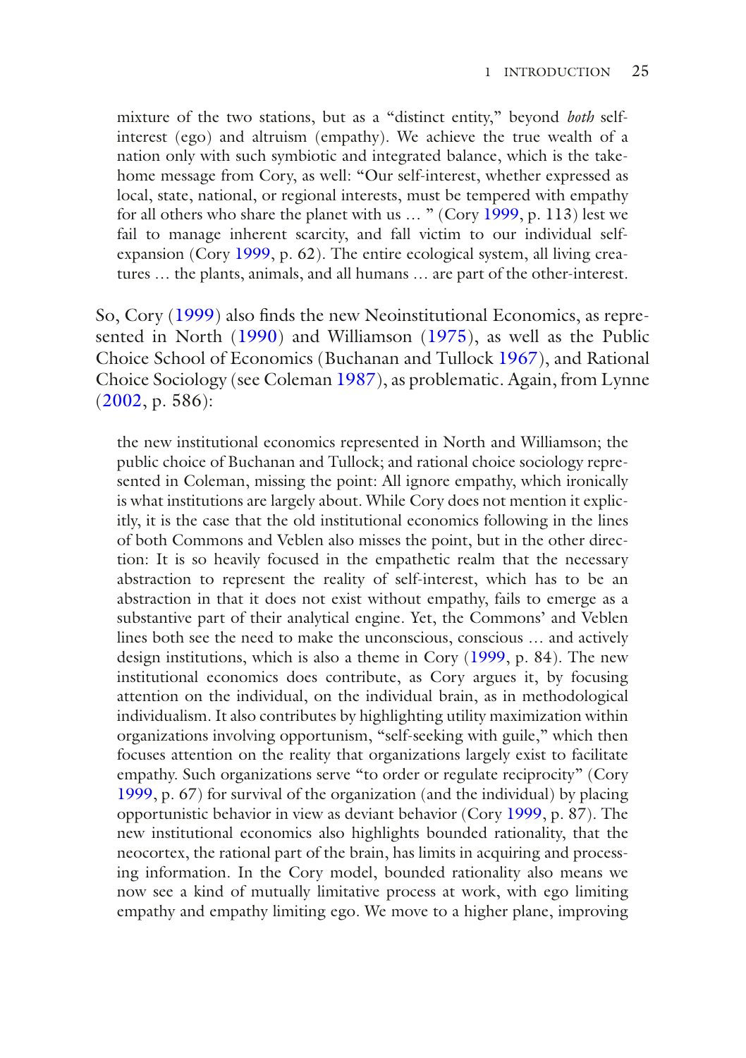> mixture of the two stations, but as a "distinct entity," beyond *both* self-interest (ego) and altruism (empathy). We achieve the true wealth of a nation only with such symbiotic and integrated balance, which is the take-home message from Cory, as well: "Our self-interest, whether expressed as local, state, national, or regional interests, must be tempered with empathy for all others who share the planet with us … " (Cory 1999, p. 113) lest we fail to manage inherent scarcity, and fall victim to our individual self-expansion (Cory 1999, p. 62). The entire ecological system, all living creatures … the plants, animals, and all humans … are part of the other-interest.

So, Cory (1999) also finds the new Neoinstitutional Economics, as represented in North (1990) and Williamson (1975), as well as the Public Choice School of Economics (Buchanan and Tullock 1967), and Rational Choice Sociology (see Coleman 1987), as problematic. Again, from Lynne (2002, p. 586):

> the new institutional economics represented in North and Williamson; the public choice of Buchanan and Tullock; and rational choice sociology represented in Coleman, missing the point: All ignore empathy, which ironically is what institutions are largely about. While Cory does not mention it explicitly, it is the case that the old institutional economics following in the lines of both Commons and Veblen also misses the point, but in the other direction: It is so heavily focused in the empathetic realm that the necessary abstraction to represent the reality of self-interest, which has to be an abstraction in that it does not exist without empathy, fails to emerge as a substantive part of their analytical engine. Yet, the Commons' and Veblen lines both see the need to make the unconscious, conscious … and actively design institutions, which is also a theme in Cory (1999, p. 84). The new institutional economics does contribute, as Cory argues it, by focusing attention on the individual, on the individual brain, as in methodological individualism. It also contributes by highlighting utility maximization within organizations involving opportunism, "self-seeking with guile," which then focuses attention on the reality that organizations largely exist to facilitate empathy. Such organizations serve "to order or regulate reciprocity" (Cory 1999, p. 67) for survival of the organization (and the individual) by placing opportunistic behavior in view as deviant behavior (Cory 1999, p. 87). The new institutional economics also highlights bounded rationality, that the neocortex, the rational part of the brain, has limits in acquiring and processing information. In the Cory model, bounded rationality also means we now see a kind of mutually limitative process at work, with ego limiting empathy and empathy limiting ego. We move to a higher plane, improving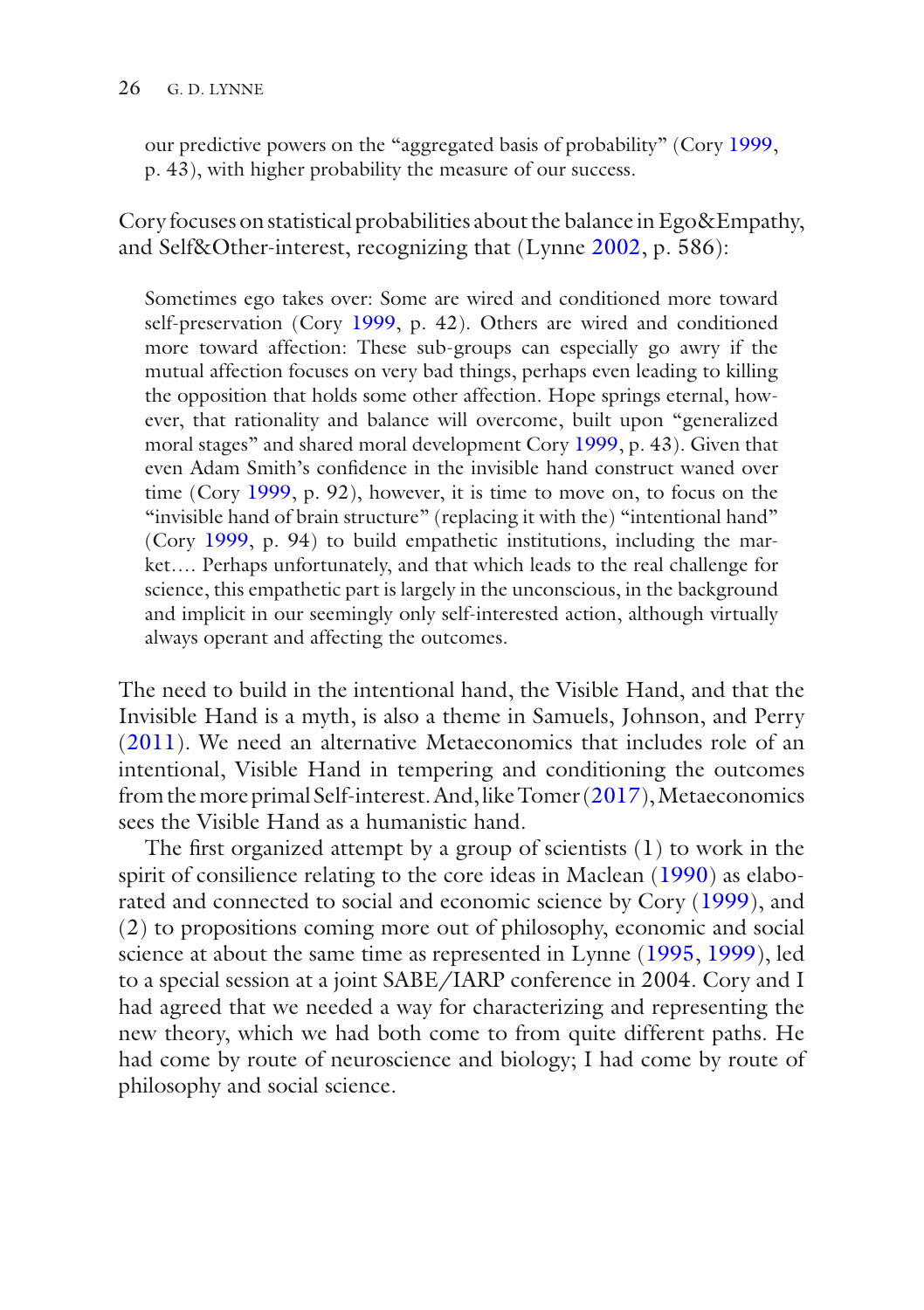> our predictive powers on the "aggregated basis of probability" (Cory 1999, p. 43), with higher probability the measure of our success.

Cory focuses on statistical probabilities about the balance in Ego&Empathy, and Self&Other-interest, recognizing that (Lynne 2002, p. 586):

> Sometimes ego takes over: Some are wired and conditioned more toward self-preservation (Cory 1999, p. 42). Others are wired and conditioned more toward affection: These sub-groups can especially go awry if the mutual affection focuses on very bad things, perhaps even leading to killing the opposition that holds some other affection. Hope springs eternal, however, that rationality and balance will overcome, built upon "generalized moral stages" and shared moral development Cory 1999, p. 43). Given that even Adam Smith's confidence in the invisible hand construct waned over time (Cory 1999, p. 92), however, it is time to move on, to focus on the "invisible hand of brain structure" (replacing it with the) "intentional hand" (Cory 1999, p. 94) to build empathetic institutions, including the market.… Perhaps unfortunately, and that which leads to the real challenge for science, this empathetic part is largely in the unconscious, in the background and implicit in our seemingly only self-interested action, although virtually always operant and affecting the outcomes.

The need to build in the intentional hand, the Visible Hand, and that the Invisible Hand is a myth, is also a theme in Samuels, Johnson, and Perry (2011). We need an alternative Metaeconomics that includes role of an intentional, Visible Hand in tempering and conditioning the outcomes from the more primal Self-interest. And, like Tomer (2017), Metaeconomics sees the Visible Hand as a humanistic hand.

The first organized attempt by a group of scientists (1) to work in the spirit of consilience relating to the core ideas in Maclean (1990) as elaborated and connected to social and economic science by Cory (1999), and (2) to propositions coming more out of philosophy, economic and social science at about the same time as represented in Lynne (1995, 1999), led to a special session at a joint SABE/IARP conference in 2004. Cory and I had agreed that we needed a way for characterizing and representing the new theory, which we had both come to from quite different paths. He had come by route of neuroscience and biology; I had come by route of philosophy and social science.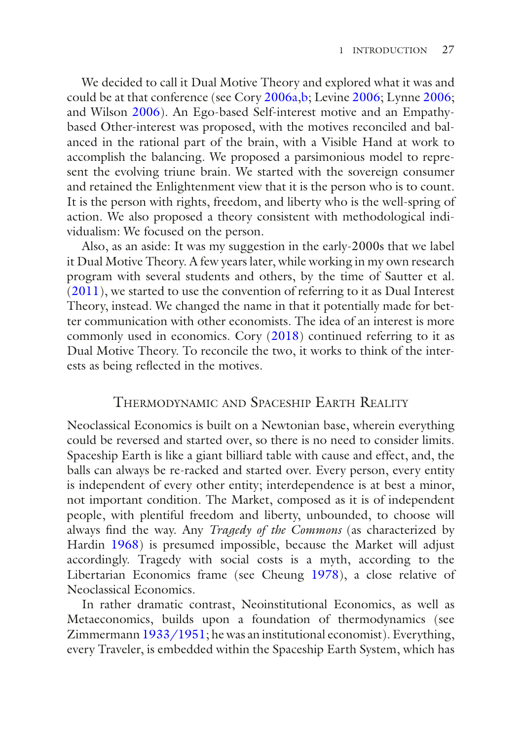We decided to call it Dual Motive Theory and explored what it was and could be at that conference (see Cory 2006a,b; Levine 2006; Lynne 2006; and Wilson 2006). An Ego-based Self-interest motive and an Empathy-based Other-interest was proposed, with the motives reconciled and balanced in the rational part of the brain, with a Visible Hand at work to accomplish the balancing. We proposed a parsimonious model to represent the evolving triune brain. We started with the sovereign consumer and retained the Enlightenment view that it is the person who is to count. It is the person with rights, freedom, and liberty who is the well-spring of action. We also proposed a theory consistent with methodological individualism: We focused on the person.

Also, as an aside: It was my suggestion in the early-2000s that we label it Dual Motive Theory. A few years later, while working in my own research program with several students and others, by the time of Sautter et al. (2011), we started to use the convention of referring to it as Dual Interest Theory, instead. We changed the name in that it potentially made for better communication with other economists. The idea of an interest is more commonly used in economics. Cory (2018) continued referring to it as Dual Motive Theory. To reconcile the two, it works to think of the interests as being reflected in the motives.

## Thermodynamic and Spaceship Earth Reality

Neoclassical Economics is built on a Newtonian base, wherein everything could be reversed and started over, so there is no need to consider limits. Spaceship Earth is like a giant billiard table with cause and effect, and, the balls can always be re-racked and started over. Every person, every entity is independent of every other entity; interdependence is at best a minor, not important condition. The Market, composed as it is of independent people, with plentiful freedom and liberty, unbounded, to choose will always find the way. Any *Tragedy of the Commons* (as characterized by Hardin 1968) is presumed impossible, because the Market will adjust accordingly. Tragedy with social costs is a myth, according to the Libertarian Economics frame (see Cheung 1978), a close relative of Neoclassical Economics.

In rather dramatic contrast, Neoinstitutional Economics, as well as Metaeconomics, builds upon a foundation of thermodynamics (see Zimmermann 1933/1951; he was an institutional economist). Everything, every Traveler, is embedded within the Spaceship Earth System, which has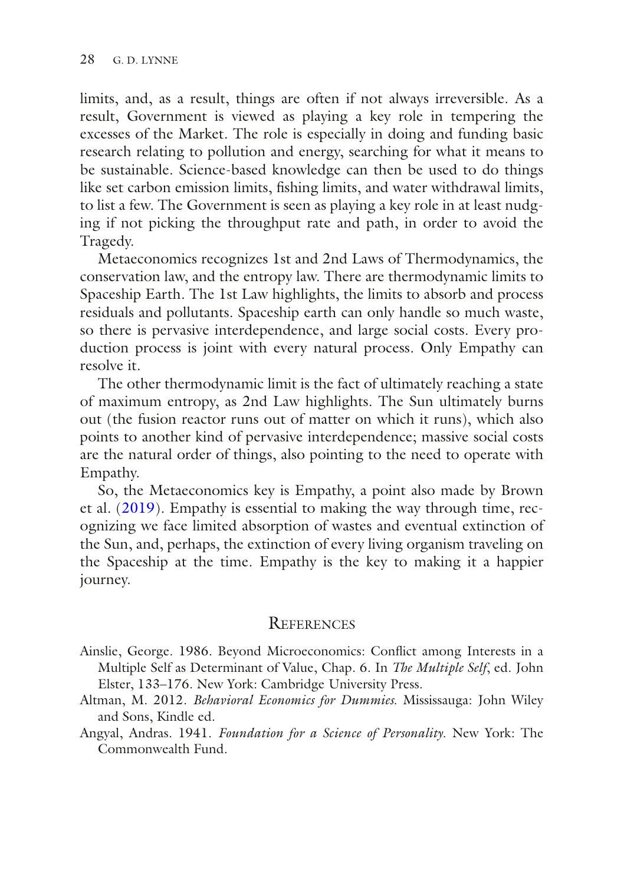limits, and, as a result, things are often if not always irreversible. As a result, Government is viewed as playing a key role in tempering the excesses of the Market. The role is especially in doing and funding basic research relating to pollution and energy, searching for what it means to be sustainable. Science-based knowledge can then be used to do things like set carbon emission limits, fishing limits, and water withdrawal limits, to list a few. The Government is seen as playing a key role in at least nudging if not picking the throughput rate and path, in order to avoid the Tragedy.

Metaeconomics recognizes 1st and 2nd Laws of Thermodynamics, the conservation law, and the entropy law. There are thermodynamic limits to Spaceship Earth. The 1st Law highlights, the limits to absorb and process residuals and pollutants. Spaceship earth can only handle so much waste, so there is pervasive interdependence, and large social costs. Every production process is joint with every natural process. Only Empathy can resolve it.

The other thermodynamic limit is the fact of ultimately reaching a state of maximum entropy, as 2nd Law highlights. The Sun ultimately burns out (the fusion reactor runs out of matter on which it runs), which also points to another kind of pervasive interdependence; massive social costs are the natural order of things, also pointing to the need to operate with Empathy.

So, the Metaeconomics key is Empathy, a point also made by Brown et al. (2019). Empathy is essential to making the way through time, recognizing we face limited absorption of wastes and eventual extinction of the Sun, and, perhaps, the extinction of every living organism traveling on the Spaceship at the time. Empathy is the key to making it a happier journey.

## References

Ainslie, George. 1986. Beyond Microeconomics: Conflict among Interests in a Multiple Self as Determinant of Value, Chap. 6. In *The Multiple Self*, ed. John Elster, 133–176. New York: Cambridge University Press.

Altman, M. 2012. *Behavioral Economics for Dummies*. Mississauga: John Wiley and Sons, Kindle ed.

Angyal, Andras. 1941. *Foundation for a Science of Personality*. New York: The Commonwealth Fund.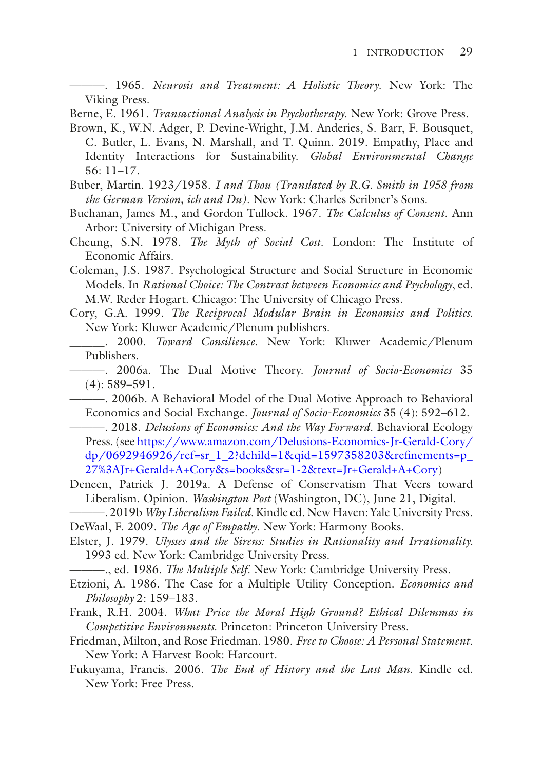———. 1965. *Neurosis and Treatment: A Holistic Theory.* New York: The Viking Press.

Berne, E. 1961. *Transactional Analysis in Psychotherapy.* New York: Grove Press.

Brown, K., W.N. Adger, P. Devine-Wright, J.M. Anderies, S. Barr, F. Bousquet, C. Butler, L. Evans, N. Marshall, and T. Quinn. 2019. Empathy, Place and Identity Interactions for Sustainability. *Global Environmental Change* 56: 11–17.

Buber, Martin. 1923/1958. *I and Thou (Translated by R.G. Smith in 1958 from the German Version, ich and Du).* New York: Charles Scribner's Sons.

Buchanan, James M., and Gordon Tullock. 1967. *The Calculus of Consent.* Ann Arbor: University of Michigan Press.

Cheung, S.N. 1978. *The Myth of Social Cost.* London: The Institute of Economic Affairs.

Coleman, J.S. 1987. Psychological Structure and Social Structure in Economic Models. In *Rational Choice: The Contrast between Economics and Psychology*, ed. M.W. Reder Hogart. Chicago: The University of Chicago Press.

Cory, G.A. 1999. *The Reciprocal Modular Brain in Economics and Politics.* New York: Kluwer Academic/Plenum publishers.

______. 2000. *Toward Consilience.* New York: Kluwer Academic/Plenum Publishers.

———. 2006a. The Dual Motive Theory. *Journal of Socio-Economics* 35 (4): 589–591.

———. 2006b. A Behavioral Model of the Dual Motive Approach to Behavioral Economics and Social Exchange. *Journal of Socio-Economics* 35 (4): 592–612.

———. 2018. *Delusions of Economics: And the Way Forward.* Behavioral Ecology Press. (see https://www.amazon.com/Delusions-Economics-Jr-Gerald-Cory/dp/0692946926/ref=sr_1_2?dchild=1&qid=1597358203&refinements=p_27%3AJr+Gerald+A+Cory&s=books&sr=1-2&text=Jr+Gerald+A+Cory)

Deneen, Patrick J. 2019a. A Defense of Conservatism That Veers toward Liberalism. Opinion. *Washington Post* (Washington, DC), June 21, Digital.

———. 2019b *Why Liberalism Failed.* Kindle ed. New Haven: Yale University Press.

DeWaal, F. 2009. *The Age of Empathy.* New York: Harmony Books.

Elster, J. 1979. *Ulysses and the Sirens: Studies in Rationality and Irrationality.* 1993 ed. New York: Cambridge University Press.

———., ed. 1986. *The Multiple Self.* New York: Cambridge University Press.

Etzioni, A. 1986. The Case for a Multiple Utility Conception. *Economics and Philosophy* 2: 159–183.

Frank, R.H. 2004. *What Price the Moral High Ground? Ethical Dilemmas in Competitive Environments.* Princeton: Princeton University Press.

Friedman, Milton, and Rose Friedman. 1980. *Free to Choose: A Personal Statement.* New York: A Harvest Book: Harcourt.

Fukuyama, Francis. 2006. *The End of History and the Last Man.* Kindle ed. New York: Free Press.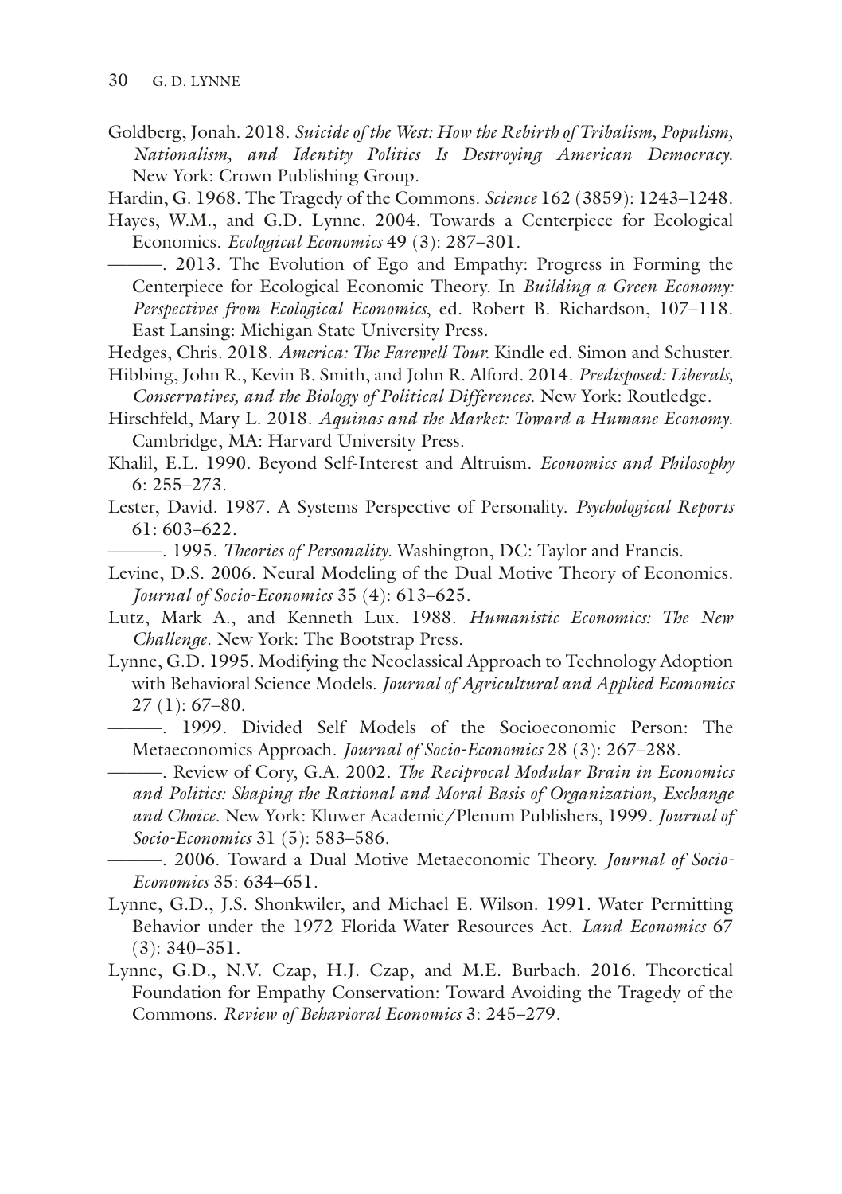Goldberg, Jonah. 2018. *Suicide of the West: How the Rebirth of Tribalism, Populism, Nationalism, and Identity Politics Is Destroying American Democracy*. New York: Crown Publishing Group.

Hardin, G. 1968. The Tragedy of the Commons. *Science* 162 (3859): 1243–1248.

Hayes, W.M., and G.D. Lynne. 2004. Towards a Centerpiece for Ecological Economics. *Ecological Economics* 49 (3): 287–301.

———. 2013. The Evolution of Ego and Empathy: Progress in Forming the Centerpiece for Ecological Economic Theory. In *Building a Green Economy: Perspectives from Ecological Economics*, ed. Robert B. Richardson, 107–118. East Lansing: Michigan State University Press.

Hedges, Chris. 2018. *America: The Farewell Tour*. Kindle ed. Simon and Schuster.

Hibbing, John R., Kevin B. Smith, and John R. Alford. 2014. *Predisposed: Liberals, Conservatives, and the Biology of Political Differences*. New York: Routledge.

Hirschfeld, Mary L. 2018. *Aquinas and the Market: Toward a Humane Economy*. Cambridge, MA: Harvard University Press.

Khalil, E.L. 1990. Beyond Self-Interest and Altruism. *Economics and Philosophy* 6: 255–273.

Lester, David. 1987. A Systems Perspective of Personality. *Psychological Reports* 61: 603–622.

———. 1995. *Theories of Personality*. Washington, DC: Taylor and Francis.

Levine, D.S. 2006. Neural Modeling of the Dual Motive Theory of Economics. *Journal of Socio-Economics* 35 (4): 613–625.

Lutz, Mark A., and Kenneth Lux. 1988. *Humanistic Economics: The New Challenge*. New York: The Bootstrap Press.

Lynne, G.D. 1995. Modifying the Neoclassical Approach to Technology Adoption with Behavioral Science Models. *Journal of Agricultural and Applied Economics* 27 (1): 67–80.

———. 1999. Divided Self Models of the Socioeconomic Person: The Metaeconomics Approach. *Journal of Socio-Economics* 28 (3): 267–288.

———. Review of Cory, G.A. 2002. *The Reciprocal Modular Brain in Economics and Politics: Shaping the Rational and Moral Basis of Organization, Exchange and Choice*. New York: Kluwer Academic/Plenum Publishers, 1999. *Journal of Socio-Economics* 31 (5): 583–586.

———. 2006. Toward a Dual Motive Metaeconomic Theory. *Journal of Socio-Economics* 35: 634–651.

Lynne, G.D., J.S. Shonkwiler, and Michael E. Wilson. 1991. Water Permitting Behavior under the 1972 Florida Water Resources Act. *Land Economics* 67 (3): 340–351.

Lynne, G.D., N.V. Czap, H.J. Czap, and M.E. Burbach. 2016. Theoretical Foundation for Empathy Conservation: Toward Avoiding the Tragedy of the Commons. *Review of Behavioral Economics* 3: 245–279.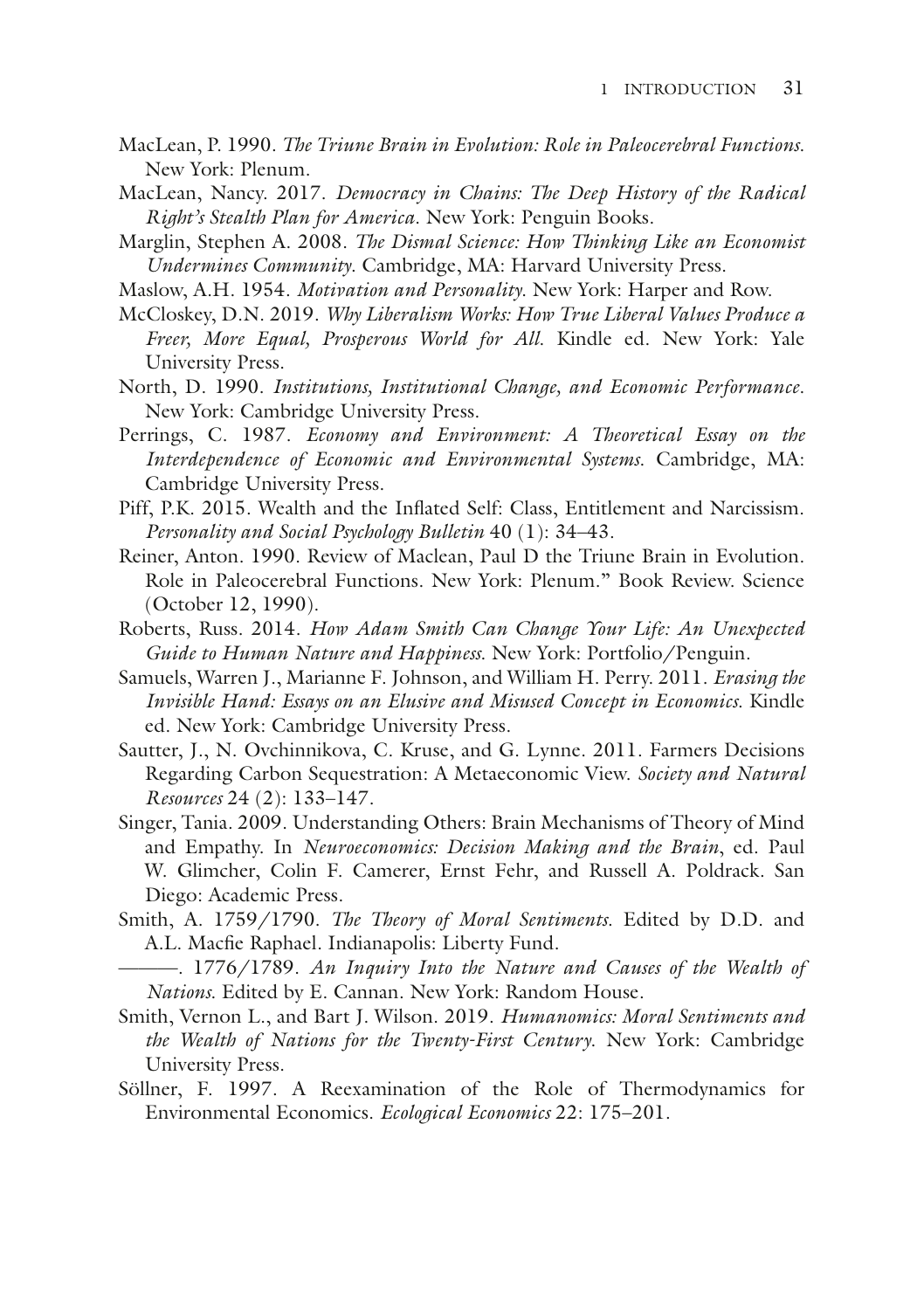MacLean, P. 1990. *The Triune Brain in Evolution: Role in Paleocerebral Functions.* New York: Plenum.

MacLean, Nancy. 2017. *Democracy in Chains: The Deep History of the Radical Right's Stealth Plan for America*. New York: Penguin Books.

Marglin, Stephen A. 2008. *The Dismal Science: How Thinking Like an Economist Undermines Community.* Cambridge, MA: Harvard University Press.

Maslow, A.H. 1954. *Motivation and Personality.* New York: Harper and Row.

McCloskey, D.N. 2019. *Why Liberalism Works: How True Liberal Values Produce a Freer, More Equal, Prosperous World for All.* Kindle ed. New York: Yale University Press.

North, D. 1990. *Institutions, Institutional Change, and Economic Performance.* New York: Cambridge University Press.

Perrings, C. 1987. *Economy and Environment: A Theoretical Essay on the Interdependence of Economic and Environmental Systems.* Cambridge, MA: Cambridge University Press.

Piff, P.K. 2015. Wealth and the Inflated Self: Class, Entitlement and Narcissism. *Personality and Social Psychology Bulletin* 40 (1): 34–43.

Reiner, Anton. 1990. Review of Maclean, Paul D the Triune Brain in Evolution. Role in Paleocerebral Functions. New York: Plenum." Book Review. Science (October 12, 1990).

Roberts, Russ. 2014. *How Adam Smith Can Change Your Life: An Unexpected Guide to Human Nature and Happiness.* New York: Portfolio/Penguin.

Samuels, Warren J., Marianne F. Johnson, and William H. Perry. 2011. *Erasing the Invisible Hand: Essays on an Elusive and Misused Concept in Economics.* Kindle ed. New York: Cambridge University Press.

Sautter, J., N. Ovchinnikova, C. Kruse, and G. Lynne. 2011. Farmers Decisions Regarding Carbon Sequestration: A Metaeconomic View. *Society and Natural Resources* 24 (2): 133–147.

Singer, Tania. 2009. Understanding Others: Brain Mechanisms of Theory of Mind and Empathy. In *Neuroeconomics: Decision Making and the Brain*, ed. Paul W. Glimcher, Colin F. Camerer, Ernst Fehr, and Russell A. Poldrack. San Diego: Academic Press.

Smith, A. 1759/1790. *The Theory of Moral Sentiments.* Edited by D.D. and A.L. Macfie Raphael. Indianapolis: Liberty Fund.

———. 1776/1789. *An Inquiry Into the Nature and Causes of the Wealth of Nations.* Edited by E. Cannan. New York: Random House.

Smith, Vernon L., and Bart J. Wilson. 2019. *Humanomics: Moral Sentiments and the Wealth of Nations for the Twenty-First Century.* New York: Cambridge University Press.

Söllner, F. 1997. A Reexamination of the Role of Thermodynamics for Environmental Economics. *Ecological Economics* 22: 175–201.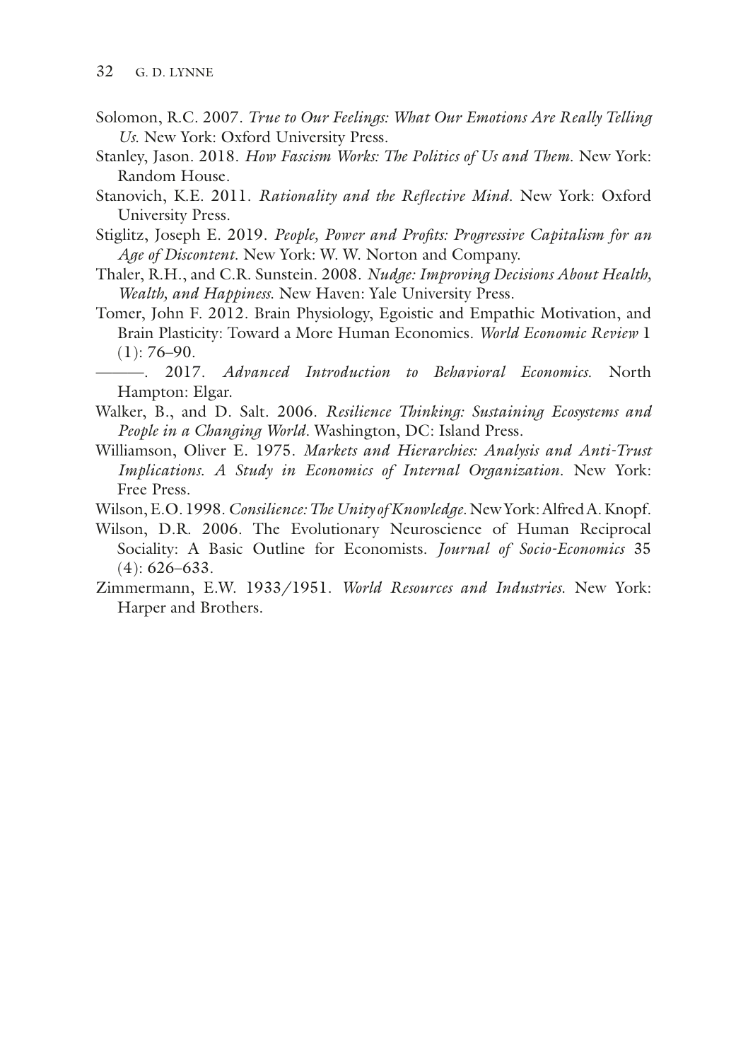Solomon, R.C. 2007. *True to Our Feelings: What Our Emotions Are Really Telling Us.* New York: Oxford University Press.

Stanley, Jason. 2018. *How Fascism Works: The Politics of Us and Them*. New York: Random House.

Stanovich, K.E. 2011. *Rationality and the Reflective Mind*. New York: Oxford University Press.

Stiglitz, Joseph E. 2019. *People, Power and Profits: Progressive Capitalism for an Age of Discontent*. New York: W. W. Norton and Company.

Thaler, R.H., and C.R. Sunstein. 2008. *Nudge: Improving Decisions About Health, Wealth, and Happiness.* New Haven: Yale University Press.

Tomer, John F. 2012. Brain Physiology, Egoistic and Empathic Motivation, and Brain Plasticity: Toward a More Human Economics. *World Economic Review* 1 (1): 76–90.

———. 2017. *Advanced Introduction to Behavioral Economics.* North Hampton: Elgar.

Walker, B., and D. Salt. 2006. *Resilience Thinking: Sustaining Ecosystems and People in a Changing World*. Washington, DC: Island Press.

Williamson, Oliver E. 1975. *Markets and Hierarchies: Analysis and Anti-Trust Implications. A Study in Economics of Internal Organization*. New York: Free Press.

Wilson, E.O. 1998. *Consilience: The Unity of Knowledge*. New York: Alfred A. Knopf.

Wilson, D.R. 2006. The Evolutionary Neuroscience of Human Reciprocal Sociality: A Basic Outline for Economists. *Journal of Socio-Economics* 35 (4): 626–633.

Zimmermann, E.W. 1933/1951. *World Resources and Industries.* New York: Harper and Brothers.